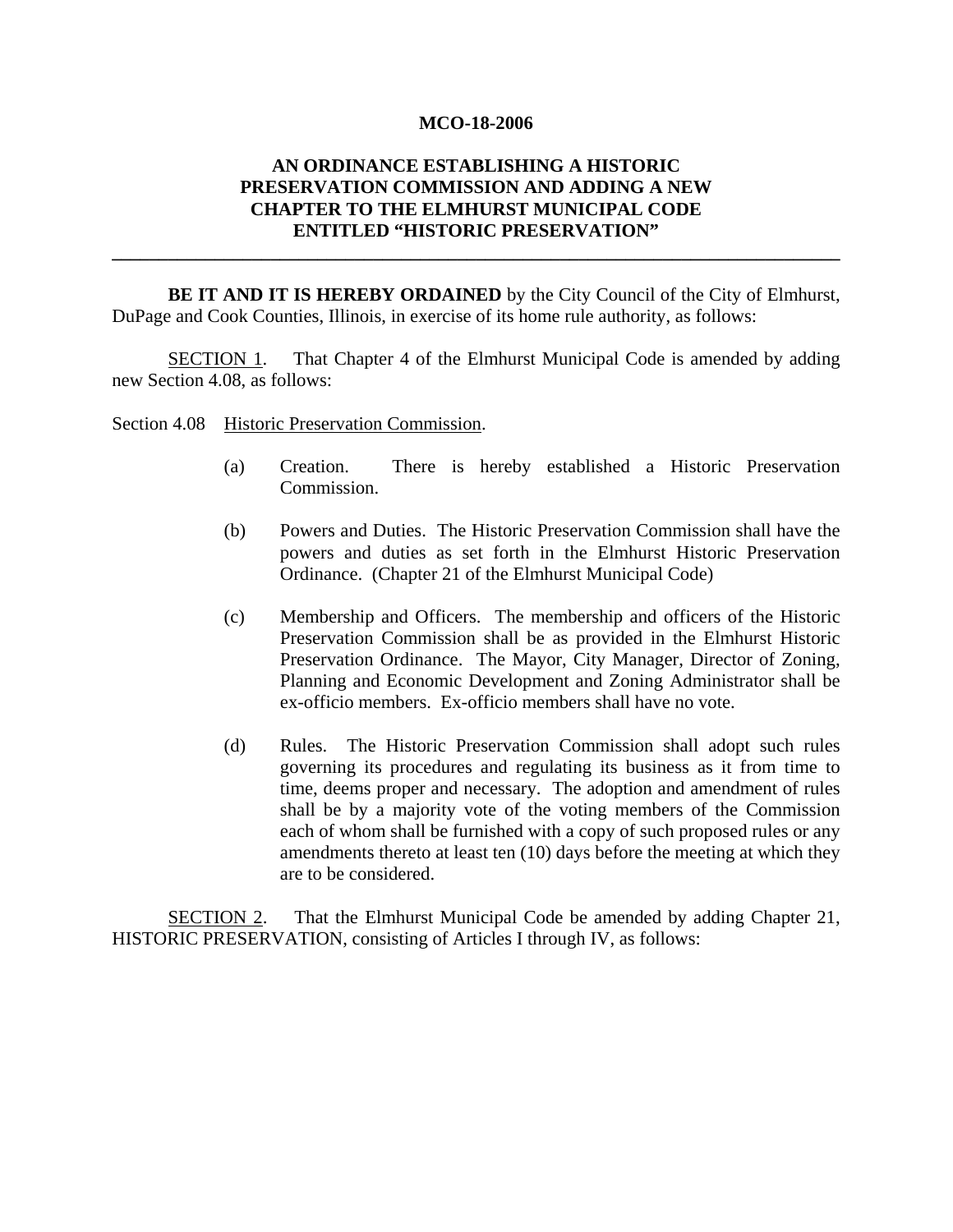**MCO-18-2006**

# AN ORDINANCE ESTABLISHING A HISTORIC PRESERVATION COMMISSION AND ADDING A NEW CHAPTER TO THE ELMHURST MUNICIPAL CODE ENTITLED "HISTORIC PRESERVATION"

---

**BE IT AND IT IS HEREBY ORDAINED** by the City Council of the City of Elmhurst, DuPage and Cook Counties, Illinois, in exercise of its home rule authority, as follows:

SECTION 1. That Chapter 4 of the Elmhurst Municipal Code is amended by adding new Section 4.08, as follows:

Section 4.08 Historic Preservation Commission.

(a) Creation. There is hereby established a Historic Preservation Commission.

(b) Powers and Duties. The Historic Preservation Commission shall have the powers and duties as set forth in the Elmhurst Historic Preservation Ordinance. (Chapter 21 of the Elmhurst Municipal Code)

(c) Membership and Officers. The membership and officers of the Historic Preservation Commission shall be as provided in the Elmhurst Historic Preservation Ordinance. The Mayor, City Manager, Director of Zoning, Planning and Economic Development and Zoning Administrator shall be ex-officio members. Ex-officio members shall have no vote.

(d) Rules. The Historic Preservation Commission shall adopt such rules governing its procedures and regulating its business as it from time to time, deems proper and necessary. The adoption and amendment of rules shall be by a majority vote of the voting members of the Commission each of whom shall be furnished with a copy of such proposed rules or any amendments thereto at least ten (10) days before the meeting at which they are to be considered.

SECTION 2. That the Elmhurst Municipal Code be amended by adding Chapter 21, HISTORIC PRESERVATION, consisting of Articles I through IV, as follows: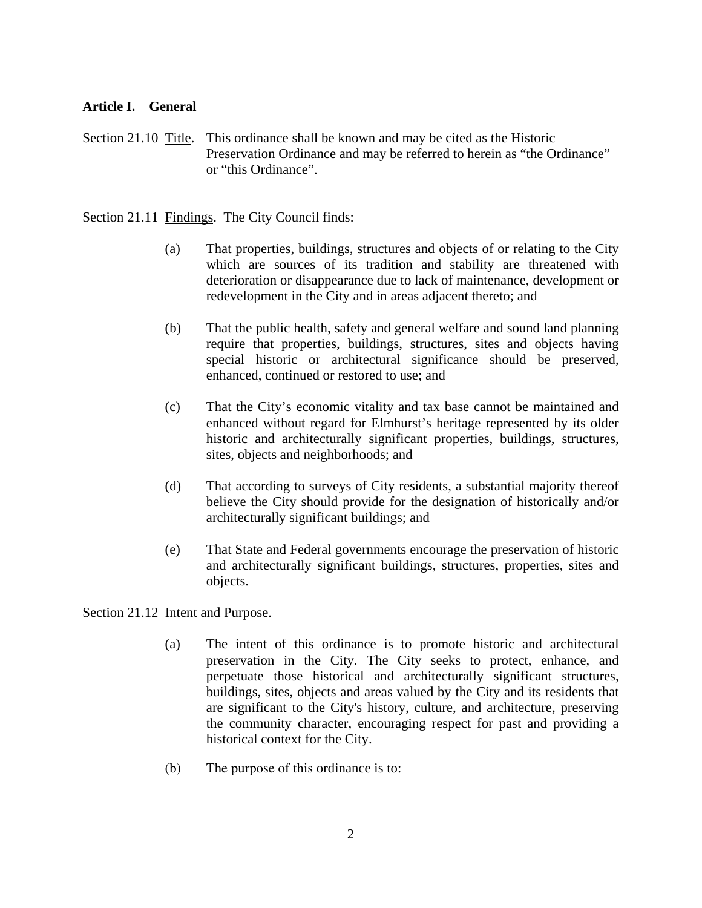## Article I. General

Section 21.10 Title. This ordinance shall be known and may be cited as the Historic Preservation Ordinance and may be referred to herein as "the Ordinance" or "this Ordinance".

Section 21.11 Findings. The City Council finds:

(a) That properties, buildings, structures and objects of or relating to the City which are sources of its tradition and stability are threatened with deterioration or disappearance due to lack of maintenance, development or redevelopment in the City and in areas adjacent thereto; and

(b) That the public health, safety and general welfare and sound land planning require that properties, buildings, structures, sites and objects having special historic or architectural significance should be preserved, enhanced, continued or restored to use; and

(c) That the City's economic vitality and tax base cannot be maintained and enhanced without regard for Elmhurst's heritage represented by its older historic and architecturally significant properties, buildings, structures, sites, objects and neighborhoods; and

(d) That according to surveys of City residents, a substantial majority thereof believe the City should provide for the designation of historically and/or architecturally significant buildings; and

(e) That State and Federal governments encourage the preservation of historic and architecturally significant buildings, structures, properties, sites and objects.

Section 21.12 Intent and Purpose.

(a) The intent of this ordinance is to promote historic and architectural preservation in the City. The City seeks to protect, enhance, and perpetuate those historical and architecturally significant structures, buildings, sites, objects and areas valued by the City and its residents that are significant to the City's history, culture, and architecture, preserving the community character, encouraging respect for past and providing a historical context for the City.

(b) The purpose of this ordinance is to: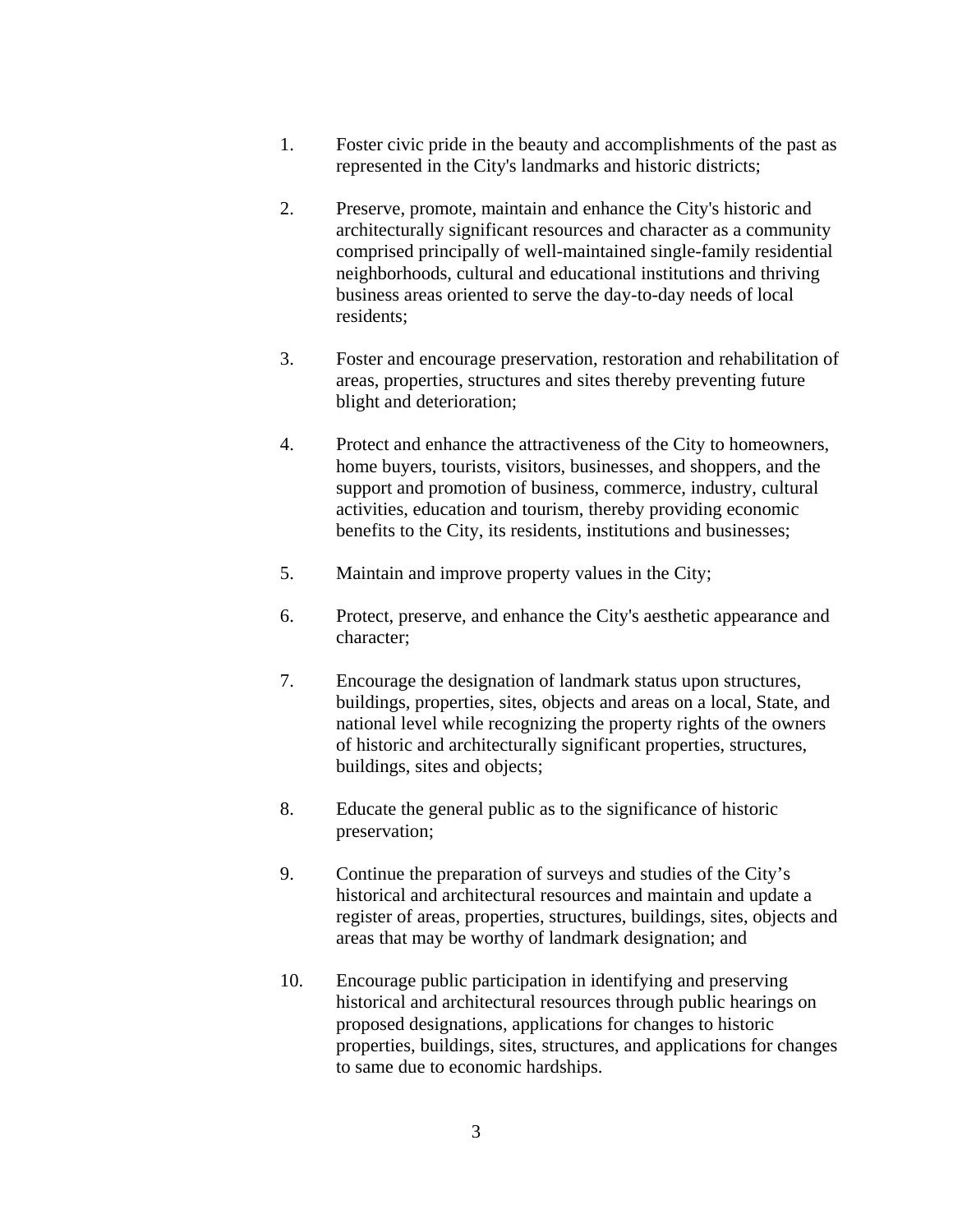1. Foster civic pride in the beauty and accomplishments of the past as represented in the City's landmarks and historic districts;

2. Preserve, promote, maintain and enhance the City's historic and architecturally significant resources and character as a community comprised principally of well-maintained single-family residential neighborhoods, cultural and educational institutions and thriving business areas oriented to serve the day-to-day needs of local residents;

3. Foster and encourage preservation, restoration and rehabilitation of areas, properties, structures and sites thereby preventing future blight and deterioration;

4. Protect and enhance the attractiveness of the City to homeowners, home buyers, tourists, visitors, businesses, and shoppers, and the support and promotion of business, commerce, industry, cultural activities, education and tourism, thereby providing economic benefits to the City, its residents, institutions and businesses;

5. Maintain and improve property values in the City;

6. Protect, preserve, and enhance the City's aesthetic appearance and character;

7. Encourage the designation of landmark status upon structures, buildings, properties, sites, objects and areas on a local, State, and national level while recognizing the property rights of the owners of historic and architecturally significant properties, structures, buildings, sites and objects;

8. Educate the general public as to the significance of historic preservation;

9. Continue the preparation of surveys and studies of the City's historical and architectural resources and maintain and update a register of areas, properties, structures, buildings, sites, objects and areas that may be worthy of landmark designation; and

10. Encourage public participation in identifying and preserving historical and architectural resources through public hearings on proposed designations, applications for changes to historic properties, buildings, sites, structures, and applications for changes to same due to economic hardships.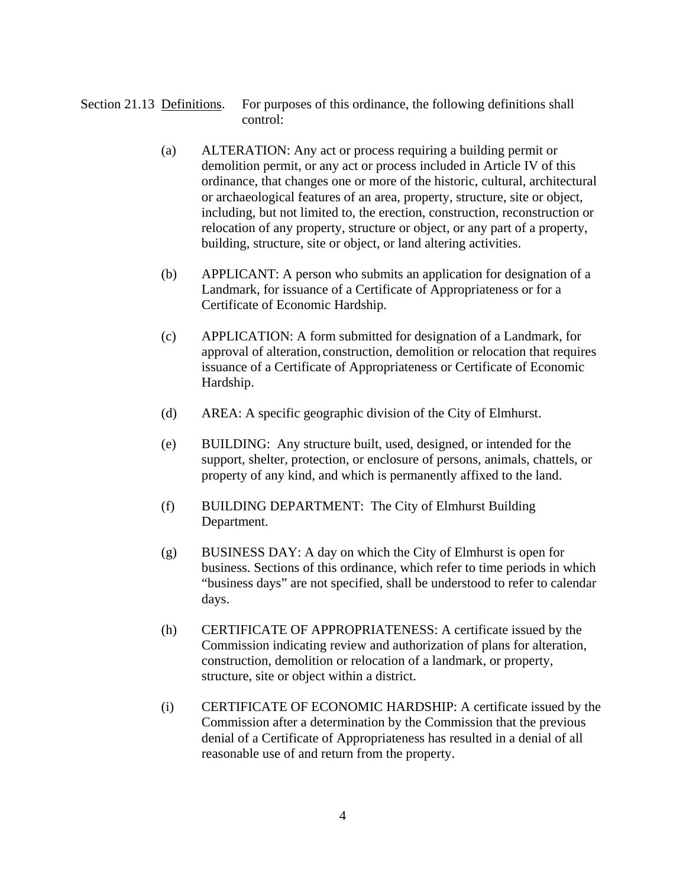Section 21.13 <u>Definitions</u>. For purposes of this ordinance, the following definitions shall control:

(a) ALTERATION: Any act or process requiring a building permit or demolition permit, or any act or process included in Article IV of this ordinance, that changes one or more of the historic, cultural, architectural or archaeological features of an area, property, structure, site or object, including, but not limited to, the erection, construction, reconstruction or relocation of any property, structure or object, or any part of a property, building, structure, site or object, or land altering activities.

(b) APPLICANT: A person who submits an application for designation of a Landmark, for issuance of a Certificate of Appropriateness or for a Certificate of Economic Hardship.

(c) APPLICATION: A form submitted for designation of a Landmark, for approval of alteration, construction, demolition or relocation that requires issuance of a Certificate of Appropriateness or Certificate of Economic Hardship.

(d) AREA: A specific geographic division of the City of Elmhurst.

(e) BUILDING: Any structure built, used, designed, or intended for the support, shelter, protection, or enclosure of persons, animals, chattels, or property of any kind, and which is permanently affixed to the land.

(f) BUILDING DEPARTMENT: The City of Elmhurst Building Department.

(g) BUSINESS DAY: A day on which the City of Elmhurst is open for business. Sections of this ordinance, which refer to time periods in which "business days" are not specified, shall be understood to refer to calendar days.

(h) CERTIFICATE OF APPROPRIATENESS: A certificate issued by the Commission indicating review and authorization of plans for alteration, construction, demolition or relocation of a landmark, or property, structure, site or object within a district.

(i) CERTIFICATE OF ECONOMIC HARDSHIP: A certificate issued by the Commission after a determination by the Commission that the previous denial of a Certificate of Appropriateness has resulted in a denial of all reasonable use of and return from the property.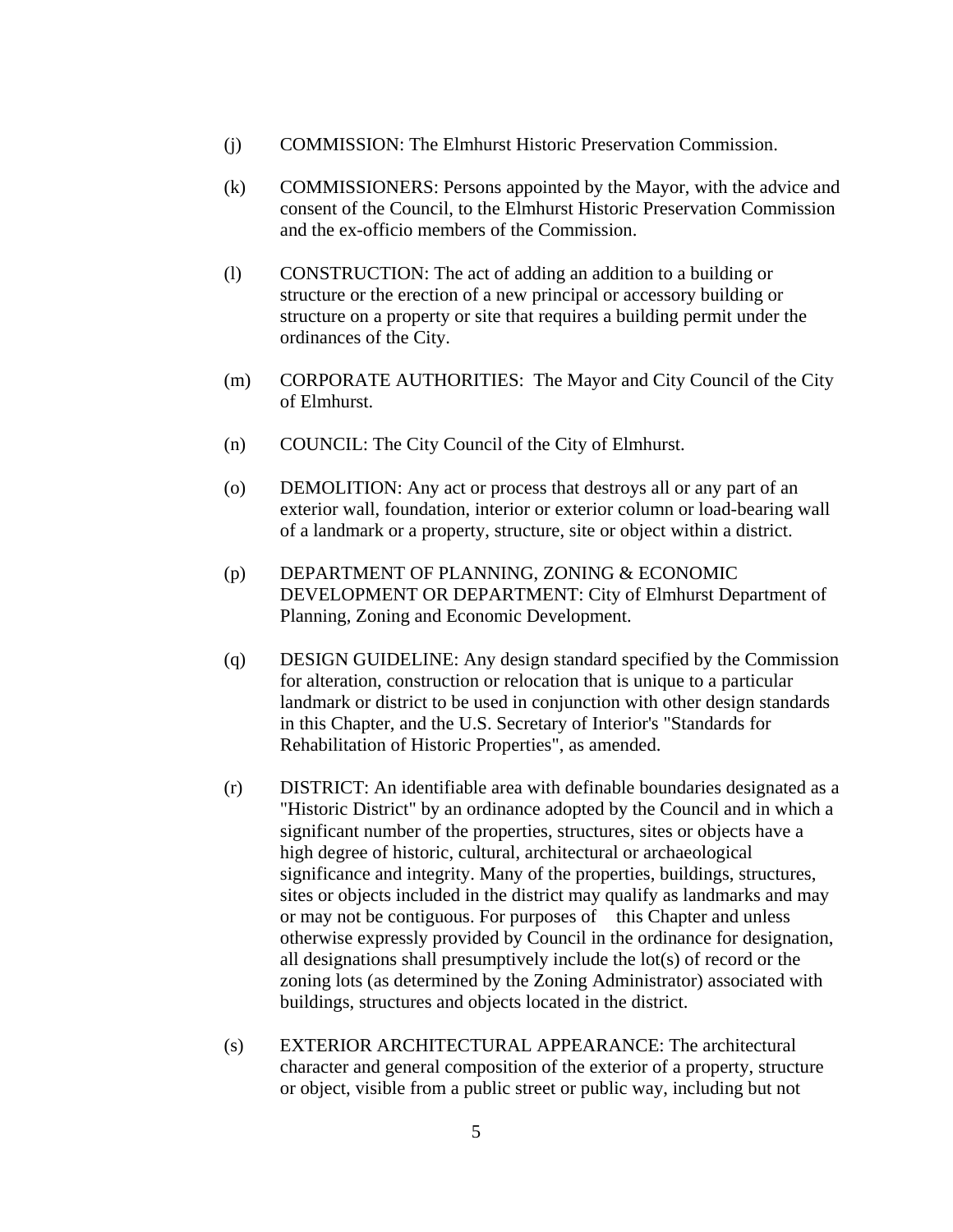(j) COMMISSION: The Elmhurst Historic Preservation Commission.

(k) COMMISSIONERS: Persons appointed by the Mayor, with the advice and consent of the Council, to the Elmhurst Historic Preservation Commission and the ex-officio members of the Commission.

(l) CONSTRUCTION: The act of adding an addition to a building or structure or the erection of a new principal or accessory building or structure on a property or site that requires a building permit under the ordinances of the City.

(m) CORPORATE AUTHORITIES: The Mayor and City Council of the City of Elmhurst.

(n) COUNCIL: The City Council of the City of Elmhurst.

(o) DEMOLITION: Any act or process that destroys all or any part of an exterior wall, foundation, interior or exterior column or load-bearing wall of a landmark or a property, structure, site or object within a district.

(p) DEPARTMENT OF PLANNING, ZONING & ECONOMIC DEVELOPMENT OR DEPARTMENT: City of Elmhurst Department of Planning, Zoning and Economic Development.

(q) DESIGN GUIDELINE: Any design standard specified by the Commission for alteration, construction or relocation that is unique to a particular landmark or district to be used in conjunction with other design standards in this Chapter, and the U.S. Secretary of Interior's "Standards for Rehabilitation of Historic Properties", as amended.

(r) DISTRICT: An identifiable area with definable boundaries designated as a "Historic District" by an ordinance adopted by the Council and in which a significant number of the properties, structures, sites or objects have a high degree of historic, cultural, architectural or archaeological significance and integrity. Many of the properties, buildings, structures, sites or objects included in the district may qualify as landmarks and may or may not be contiguous. For purposes of this Chapter and unless otherwise expressly provided by Council in the ordinance for designation, all designations shall presumptively include the lot(s) of record or the zoning lots (as determined by the Zoning Administrator) associated with buildings, structures and objects located in the district.

(s) EXTERIOR ARCHITECTURAL APPEARANCE: The architectural character and general composition of the exterior of a property, structure or object, visible from a public street or public way, including but not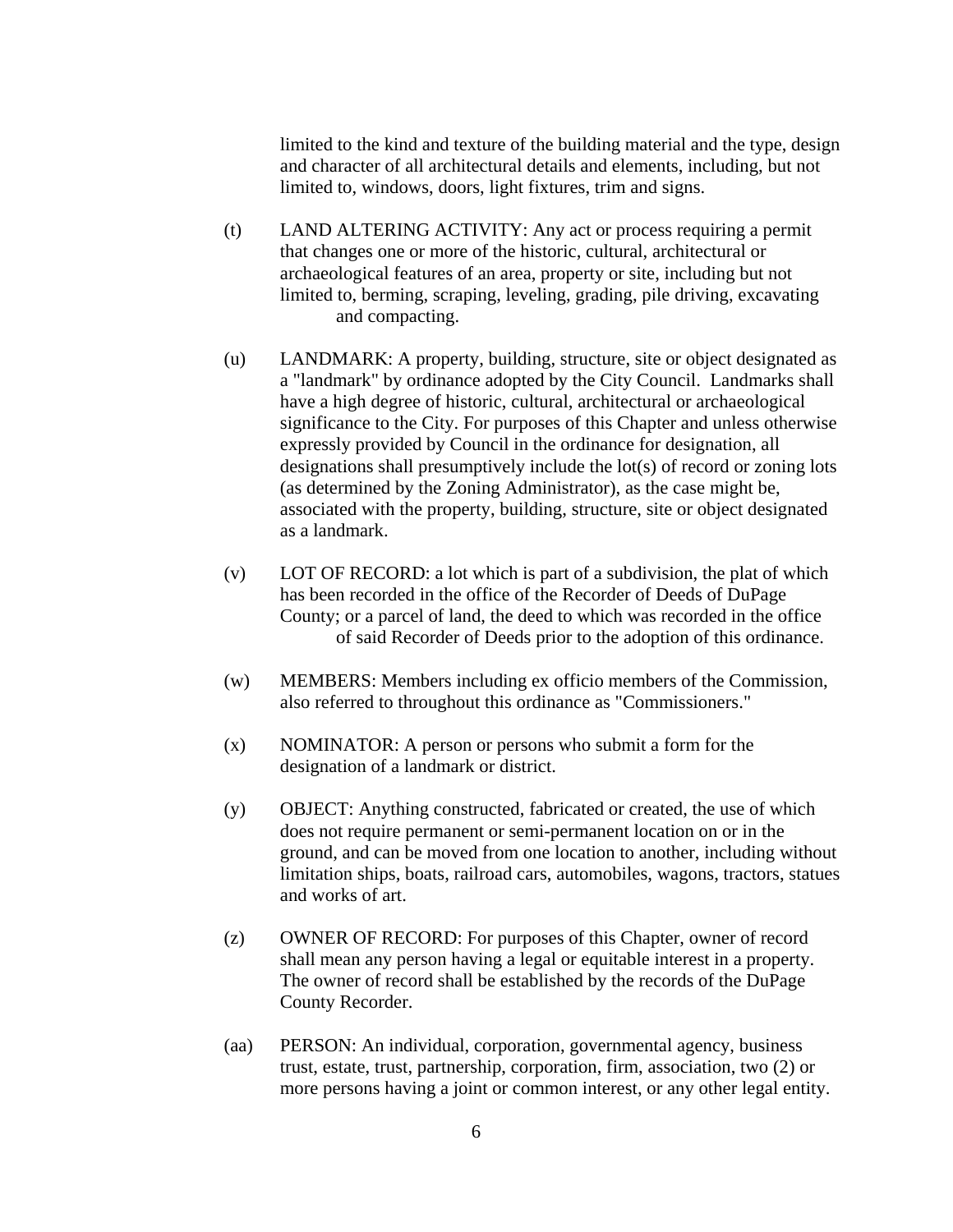limited to the kind and texture of the building material and the type, design and character of all architectural details and elements, including, but not limited to, windows, doors, light fixtures, trim and signs.

(t) LAND ALTERING ACTIVITY: Any act or process requiring a permit that changes one or more of the historic, cultural, architectural or archaeological features of an area, property or site, including but not limited to, berming, scraping, leveling, grading, pile driving, excavating and compacting.

(u) LANDMARK: A property, building, structure, site or object designated as a "landmark" by ordinance adopted by the City Council. Landmarks shall have a high degree of historic, cultural, architectural or archaeological significance to the City. For purposes of this Chapter and unless otherwise expressly provided by Council in the ordinance for designation, all designations shall presumptively include the lot(s) of record or zoning lots (as determined by the Zoning Administrator), as the case might be, associated with the property, building, structure, site or object designated as a landmark.

(v) LOT OF RECORD: a lot which is part of a subdivision, the plat of which has been recorded in the office of the Recorder of Deeds of DuPage County; or a parcel of land, the deed to which was recorded in the office of said Recorder of Deeds prior to the adoption of this ordinance.

(w) MEMBERS: Members including ex officio members of the Commission, also referred to throughout this ordinance as "Commissioners."

(x) NOMINATOR: A person or persons who submit a form for the designation of a landmark or district.

(y) OBJECT: Anything constructed, fabricated or created, the use of which does not require permanent or semi-permanent location on or in the ground, and can be moved from one location to another, including without limitation ships, boats, railroad cars, automobiles, wagons, tractors, statues and works of art.

(z) OWNER OF RECORD: For purposes of this Chapter, owner of record shall mean any person having a legal or equitable interest in a property. The owner of record shall be established by the records of the DuPage County Recorder.

(aa) PERSON: An individual, corporation, governmental agency, business trust, estate, trust, partnership, corporation, firm, association, two (2) or more persons having a joint or common interest, or any other legal entity.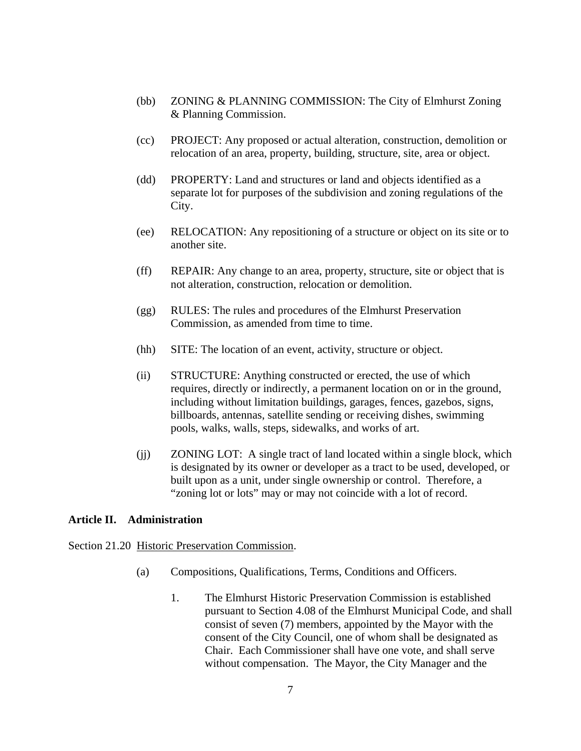(bb) ZONING & PLANNING COMMISSION: The City of Elmhurst Zoning & Planning Commission.

(cc) PROJECT: Any proposed or actual alteration, construction, demolition or relocation of an area, property, building, structure, site, area or object.

(dd) PROPERTY: Land and structures or land and objects identified as a separate lot for purposes of the subdivision and zoning regulations of the City.

(ee) RELOCATION: Any repositioning of a structure or object on its site or to another site.

(ff) REPAIR: Any change to an area, property, structure, site or object that is not alteration, construction, relocation or demolition.

(gg) RULES: The rules and procedures of the Elmhurst Preservation Commission, as amended from time to time.

(hh) SITE: The location of an event, activity, structure or object.

(ii) STRUCTURE: Anything constructed or erected, the use of which requires, directly or indirectly, a permanent location on or in the ground, including without limitation buildings, garages, fences, gazebos, signs, billboards, antennas, satellite sending or receiving dishes, swimming pools, walks, walls, steps, sidewalks, and works of art.

(jj) ZONING LOT: A single tract of land located within a single block, which is designated by its owner or developer as a tract to be used, developed, or built upon as a unit, under single ownership or control. Therefore, a "zoning lot or lots" may or may not coincide with a lot of record.

**Article II. Administration**

Section 21.20 Historic Preservation Commission.

(a) Compositions, Qualifications, Terms, Conditions and Officers.

1. The Elmhurst Historic Preservation Commission is established pursuant to Section 4.08 of the Elmhurst Municipal Code, and shall consist of seven (7) members, appointed by the Mayor with the consent of the City Council, one of whom shall be designated as Chair. Each Commissioner shall have one vote, and shall serve without compensation. The Mayor, the City Manager and the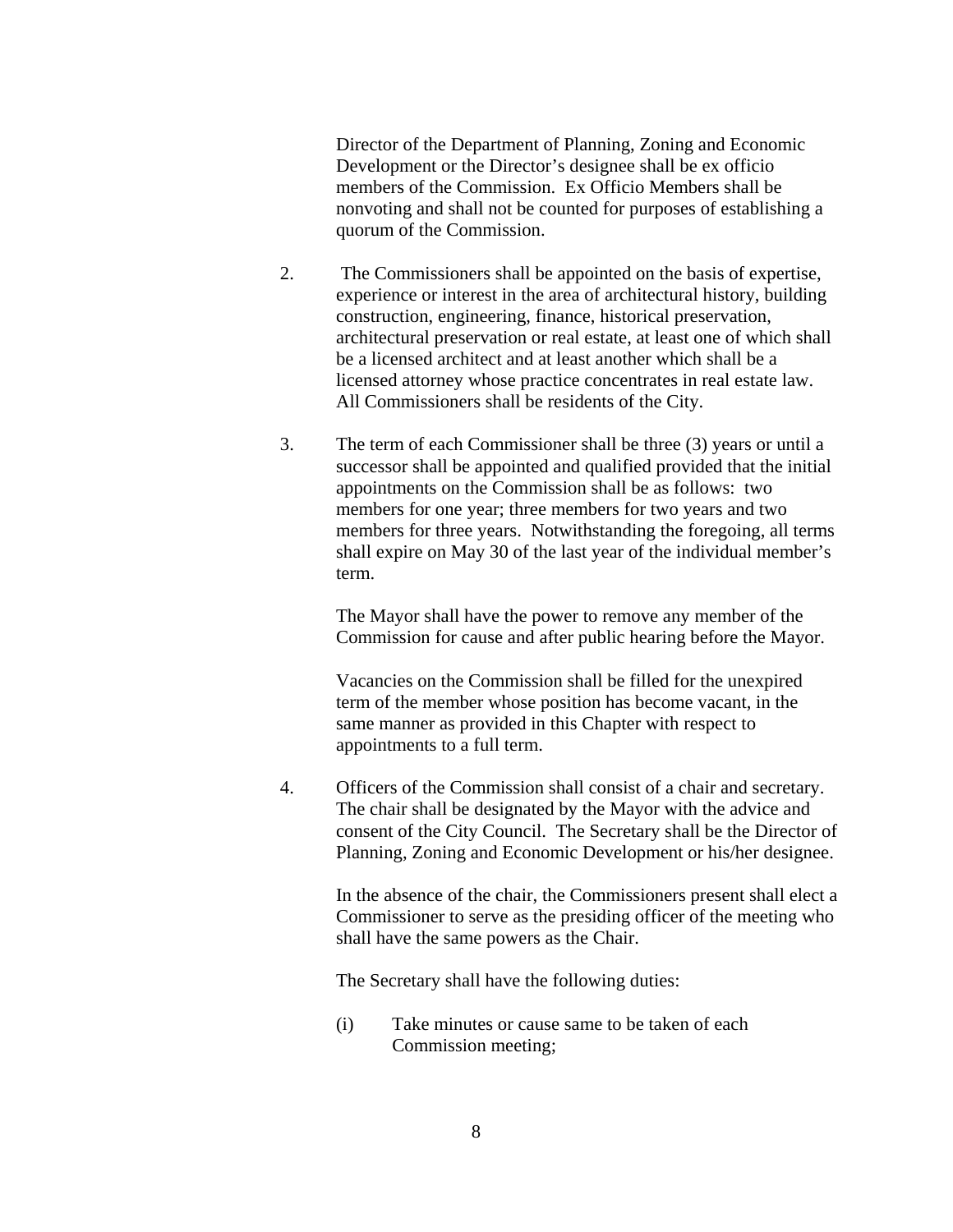Director of the Department of Planning, Zoning and Economic Development or the Director's designee shall be ex officio members of the Commission. Ex Officio Members shall be nonvoting and shall not be counted for purposes of establishing a quorum of the Commission.

2. The Commissioners shall be appointed on the basis of expertise, experience or interest in the area of architectural history, building construction, engineering, finance, historical preservation, architectural preservation or real estate, at least one of which shall be a licensed architect and at least another which shall be a licensed attorney whose practice concentrates in real estate law. All Commissioners shall be residents of the City.

3. The term of each Commissioner shall be three (3) years or until a successor shall be appointed and qualified provided that the initial appointments on the Commission shall be as follows: two members for one year; three members for two years and two members for three years. Notwithstanding the foregoing, all terms shall expire on May 30 of the last year of the individual member's term.

   The Mayor shall have the power to remove any member of the Commission for cause and after public hearing before the Mayor.

   Vacancies on the Commission shall be filled for the unexpired term of the member whose position has become vacant, in the same manner as provided in this Chapter with respect to appointments to a full term.

4. Officers of the Commission shall consist of a chair and secretary. The chair shall be designated by the Mayor with the advice and consent of the City Council. The Secretary shall be the Director of Planning, Zoning and Economic Development or his/her designee.

   In the absence of the chair, the Commissioners present shall elect a Commissioner to serve as the presiding officer of the meeting who shall have the same powers as the Chair.

   The Secretary shall have the following duties:

   (i) Take minutes or cause same to be taken of each Commission meeting;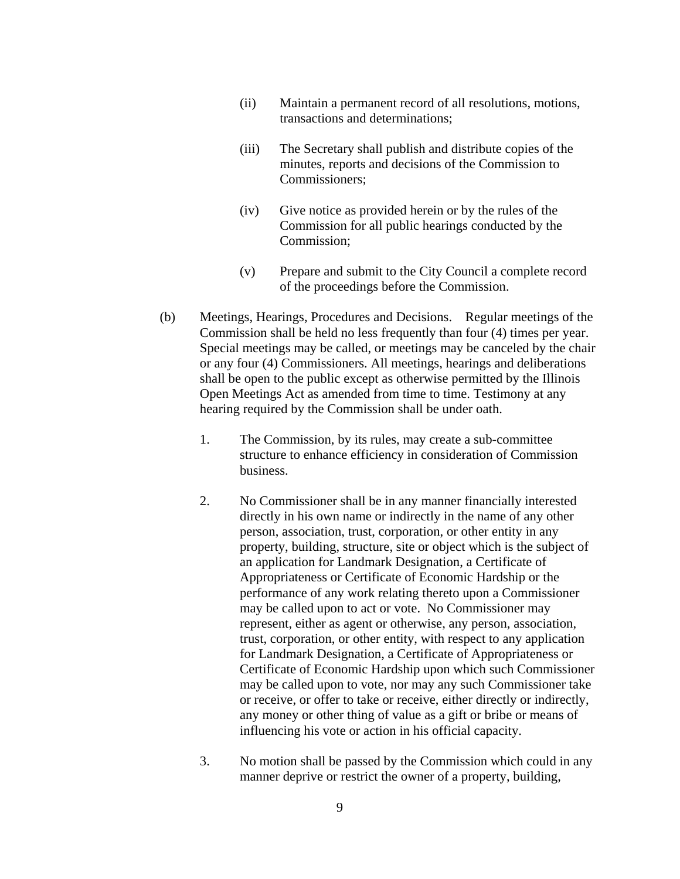(ii) Maintain a permanent record of all resolutions, motions, transactions and determinations;

(iii) The Secretary shall publish and distribute copies of the minutes, reports and decisions of the Commission to Commissioners;

(iv) Give notice as provided herein or by the rules of the Commission for all public hearings conducted by the Commission;

(v) Prepare and submit to the City Council a complete record of the proceedings before the Commission.

(b) Meetings, Hearings, Procedures and Decisions. Regular meetings of the Commission shall be held no less frequently than four (4) times per year. Special meetings may be called, or meetings may be canceled by the chair or any four (4) Commissioners. All meetings, hearings and deliberations shall be open to the public except as otherwise permitted by the Illinois Open Meetings Act as amended from time to time. Testimony at any hearing required by the Commission shall be under oath.

1. The Commission, by its rules, may create a sub-committee structure to enhance efficiency in consideration of Commission business.

2. No Commissioner shall be in any manner financially interested directly in his own name or indirectly in the name of any other person, association, trust, corporation, or other entity in any property, building, structure, site or object which is the subject of an application for Landmark Designation, a Certificate of Appropriateness or Certificate of Economic Hardship or the performance of any work relating thereto upon a Commissioner may be called upon to act or vote. No Commissioner may represent, either as agent or otherwise, any person, association, trust, corporation, or other entity, with respect to any application for Landmark Designation, a Certificate of Appropriateness or Certificate of Economic Hardship upon which such Commissioner may be called upon to vote, nor may any such Commissioner take or receive, or offer to take or receive, either directly or indirectly, any money or other thing of value as a gift or bribe or means of influencing his vote or action in his official capacity.

3. No motion shall be passed by the Commission which could in any manner deprive or restrict the owner of a property, building,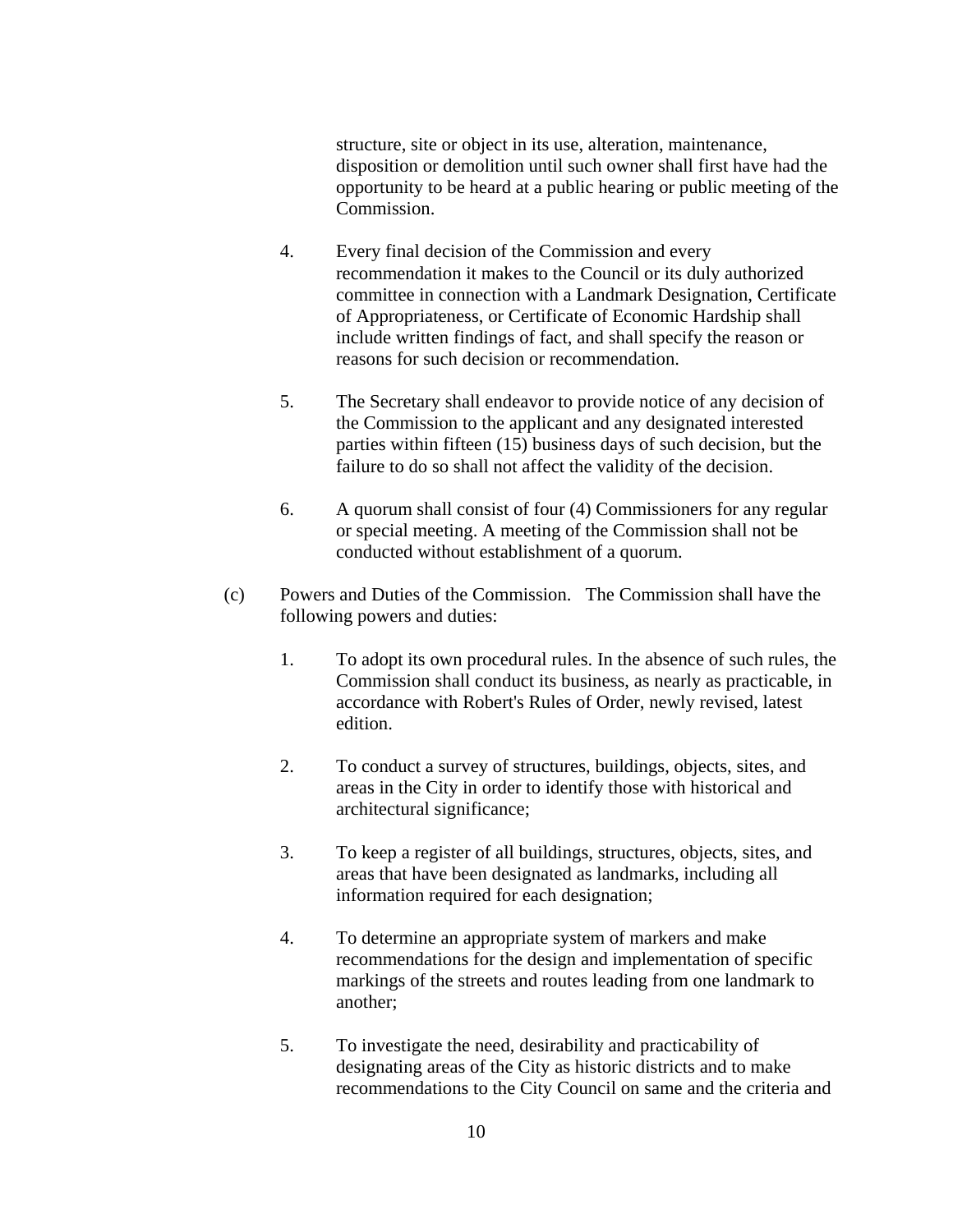structure, site or object in its use, alteration, maintenance, disposition or demolition until such owner shall first have had the opportunity to be heard at a public hearing or public meeting of the Commission.

4. Every final decision of the Commission and every recommendation it makes to the Council or its duly authorized committee in connection with a Landmark Designation, Certificate of Appropriateness, or Certificate of Economic Hardship shall include written findings of fact, and shall specify the reason or reasons for such decision or recommendation.

5. The Secretary shall endeavor to provide notice of any decision of the Commission to the applicant and any designated interested parties within fifteen (15) business days of such decision, but the failure to do so shall not affect the validity of the decision.

6. A quorum shall consist of four (4) Commissioners for any regular or special meeting. A meeting of the Commission shall not be conducted without establishment of a quorum.

(c) Powers and Duties of the Commission. The Commission shall have the following powers and duties:

1. To adopt its own procedural rules. In the absence of such rules, the Commission shall conduct its business, as nearly as practicable, in accordance with Robert's Rules of Order, newly revised, latest edition.

2. To conduct a survey of structures, buildings, objects, sites, and areas in the City in order to identify those with historical and architectural significance;

3. To keep a register of all buildings, structures, objects, sites, and areas that have been designated as landmarks, including all information required for each designation;

4. To determine an appropriate system of markers and make recommendations for the design and implementation of specific markings of the streets and routes leading from one landmark to another;

5. To investigate the need, desirability and practicability of designating areas of the City as historic districts and to make recommendations to the City Council on same and the criteria and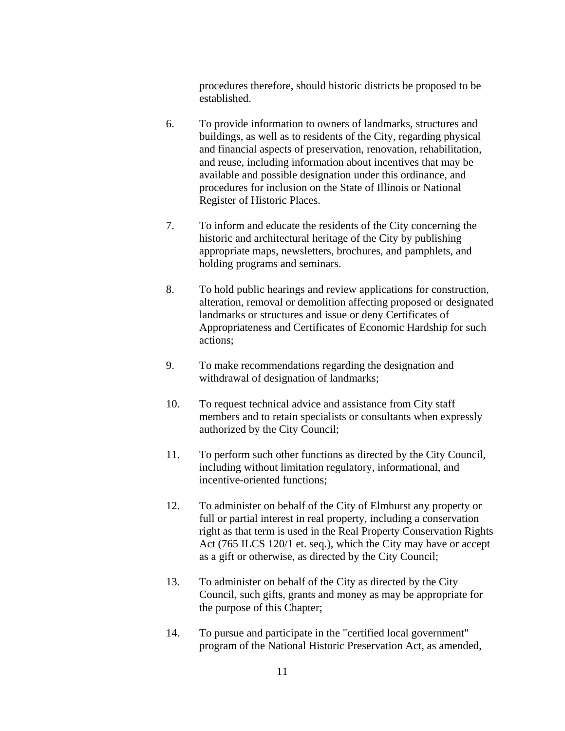procedures therefore, should historic districts be proposed to be established.

6. To provide information to owners of landmarks, structures and buildings, as well as to residents of the City, regarding physical and financial aspects of preservation, renovation, rehabilitation, and reuse, including information about incentives that may be available and possible designation under this ordinance, and procedures for inclusion on the State of Illinois or National Register of Historic Places.

7. To inform and educate the residents of the City concerning the historic and architectural heritage of the City by publishing appropriate maps, newsletters, brochures, and pamphlets, and holding programs and seminars.

8. To hold public hearings and review applications for construction, alteration, removal or demolition affecting proposed or designated landmarks or structures and issue or deny Certificates of Appropriateness and Certificates of Economic Hardship for such actions;

9. To make recommendations regarding the designation and withdrawal of designation of landmarks;

10. To request technical advice and assistance from City staff members and to retain specialists or consultants when expressly authorized by the City Council;

11. To perform such other functions as directed by the City Council, including without limitation regulatory, informational, and incentive-oriented functions;

12. To administer on behalf of the City of Elmhurst any property or full or partial interest in real property, including a conservation right as that term is used in the Real Property Conservation Rights Act (765 ILCS 120/1 et. seq.), which the City may have or accept as a gift or otherwise, as directed by the City Council;

13. To administer on behalf of the City as directed by the City Council, such gifts, grants and money as may be appropriate for the purpose of this Chapter;

14. To pursue and participate in the "certified local government" program of the National Historic Preservation Act, as amended,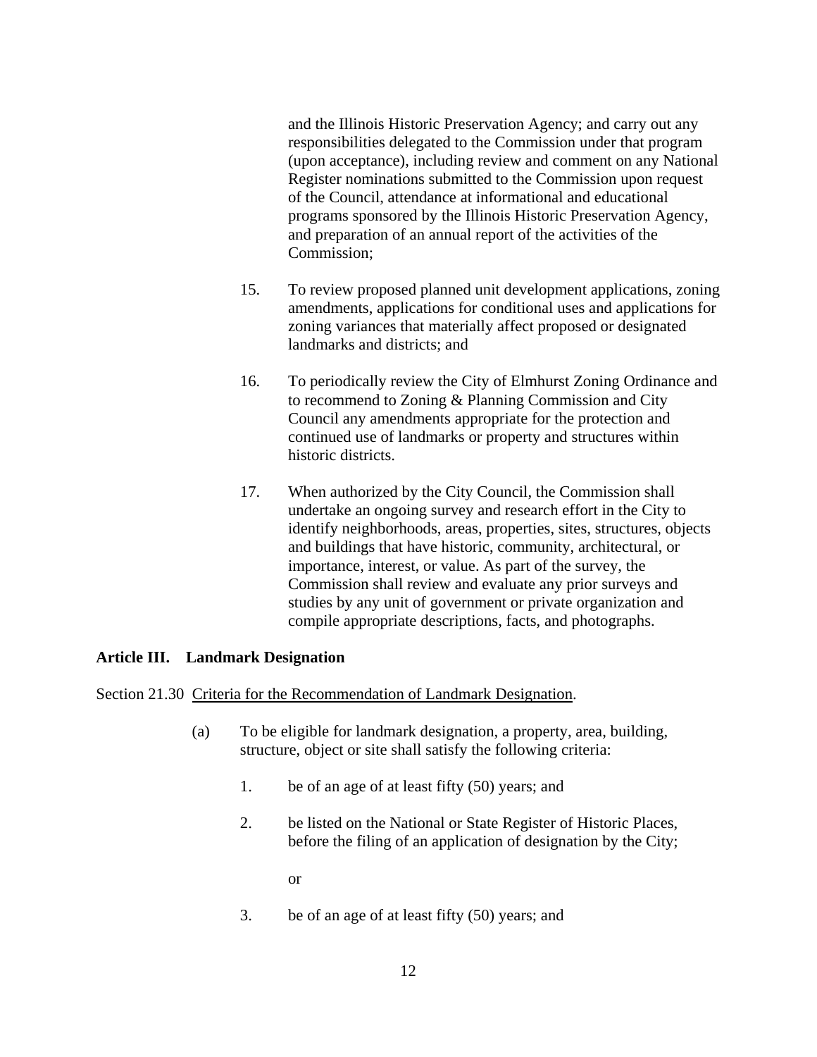and the Illinois Historic Preservation Agency; and carry out any responsibilities delegated to the Commission under that program (upon acceptance), including review and comment on any National Register nominations submitted to the Commission upon request of the Council, attendance at informational and educational programs sponsored by the Illinois Historic Preservation Agency, and preparation of an annual report of the activities of the Commission;

15. To review proposed planned unit development applications, zoning amendments, applications for conditional uses and applications for zoning variances that materially affect proposed or designated landmarks and districts; and

16. To periodically review the City of Elmhurst Zoning Ordinance and to recommend to Zoning & Planning Commission and City Council any amendments appropriate for the protection and continued use of landmarks or property and structures within historic districts.

17. When authorized by the City Council, the Commission shall undertake an ongoing survey and research effort in the City to identify neighborhoods, areas, properties, sites, structures, objects and buildings that have historic, community, architectural, or importance, interest, or value. As part of the survey, the Commission shall review and evaluate any prior surveys and studies by any unit of government or private organization and compile appropriate descriptions, facts, and photographs.

**Article III. Landmark Designation**

Section 21.30 Criteria for the Recommendation of Landmark Designation.

(a) To be eligible for landmark designation, a property, area, building, structure, object or site shall satisfy the following criteria:

1. be of an age of at least fifty (50) years; and

2. be listed on the National or State Register of Historic Places, before the filing of an application of designation by the City;

or

3. be of an age of at least fifty (50) years; and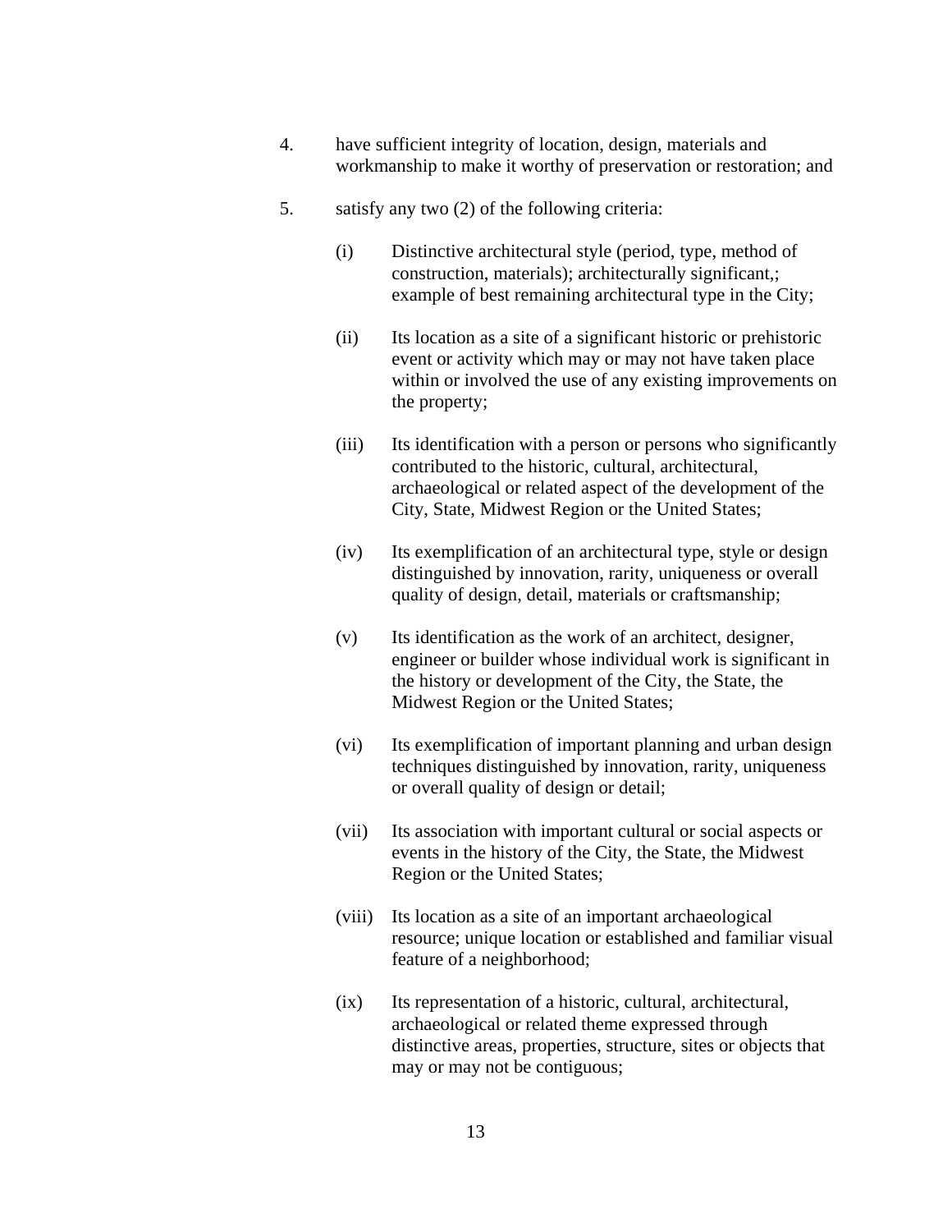4. have sufficient integrity of location, design, materials and workmanship to make it worthy of preservation or restoration; and

5. satisfy any two (2) of the following criteria:

   (i) Distinctive architectural style (period, type, method of construction, materials); architecturally significant,; example of best remaining architectural type in the City;

   (ii) Its location as a site of a significant historic or prehistoric event or activity which may or may not have taken place within or involved the use of any existing improvements on the property;

   (iii) Its identification with a person or persons who significantly contributed to the historic, cultural, architectural, archaeological or related aspect of the development of the City, State, Midwest Region or the United States;

   (iv) Its exemplification of an architectural type, style or design distinguished by innovation, rarity, uniqueness or overall quality of design, detail, materials or craftsmanship;

   (v) Its identification as the work of an architect, designer, engineer or builder whose individual work is significant in the history or development of the City, the State, the Midwest Region or the United States;

   (vi) Its exemplification of important planning and urban design techniques distinguished by innovation, rarity, uniqueness or overall quality of design or detail;

   (vii) Its association with important cultural or social aspects or events in the history of the City, the State, the Midwest Region or the United States;

   (viii) Its location as a site of an important archaeological resource; unique location or established and familiar visual feature of a neighborhood;

   (ix) Its representation of a historic, cultural, architectural, archaeological or related theme expressed through distinctive areas, properties, structure, sites or objects that may or may not be contiguous;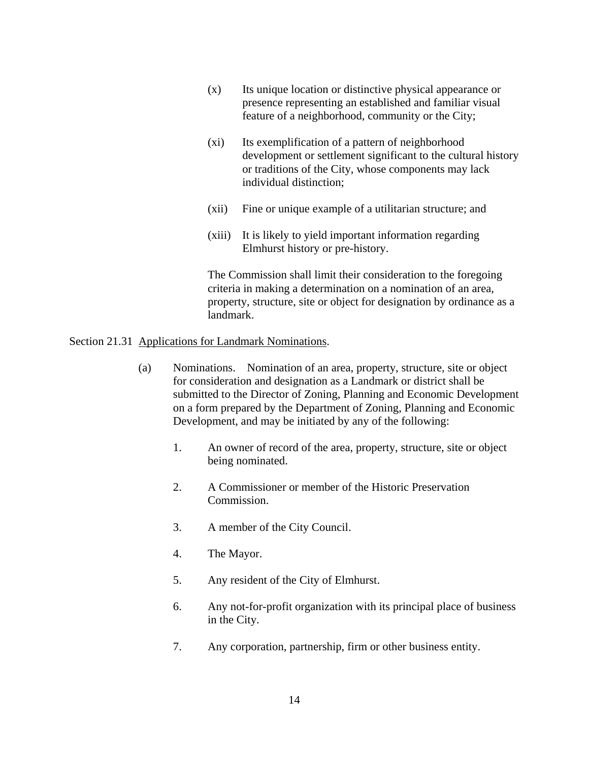(x) Its unique location or distinctive physical appearance or presence representing an established and familiar visual feature of a neighborhood, community or the City;

(xi) Its exemplification of a pattern of neighborhood development or settlement significant to the cultural history or traditions of the City, whose components may lack individual distinction;

(xii) Fine or unique example of a utilitarian structure; and

(xiii) It is likely to yield important information regarding Elmhurst history or pre-history.

The Commission shall limit their consideration to the foregoing criteria in making a determination on a nomination of an area, property, structure, site or object for designation by ordinance as a landmark.

Section 21.31 Applications for Landmark Nominations.

(a) Nominations. Nomination of an area, property, structure, site or object for consideration and designation as a Landmark or district shall be submitted to the Director of Zoning, Planning and Economic Development on a form prepared by the Department of Zoning, Planning and Economic Development, and may be initiated by any of the following:

1. An owner of record of the area, property, structure, site or object being nominated.

2. A Commissioner or member of the Historic Preservation Commission.

3. A member of the City Council.

4. The Mayor.

5. Any resident of the City of Elmhurst.

6. Any not-for-profit organization with its principal place of business in the City.

7. Any corporation, partnership, firm or other business entity.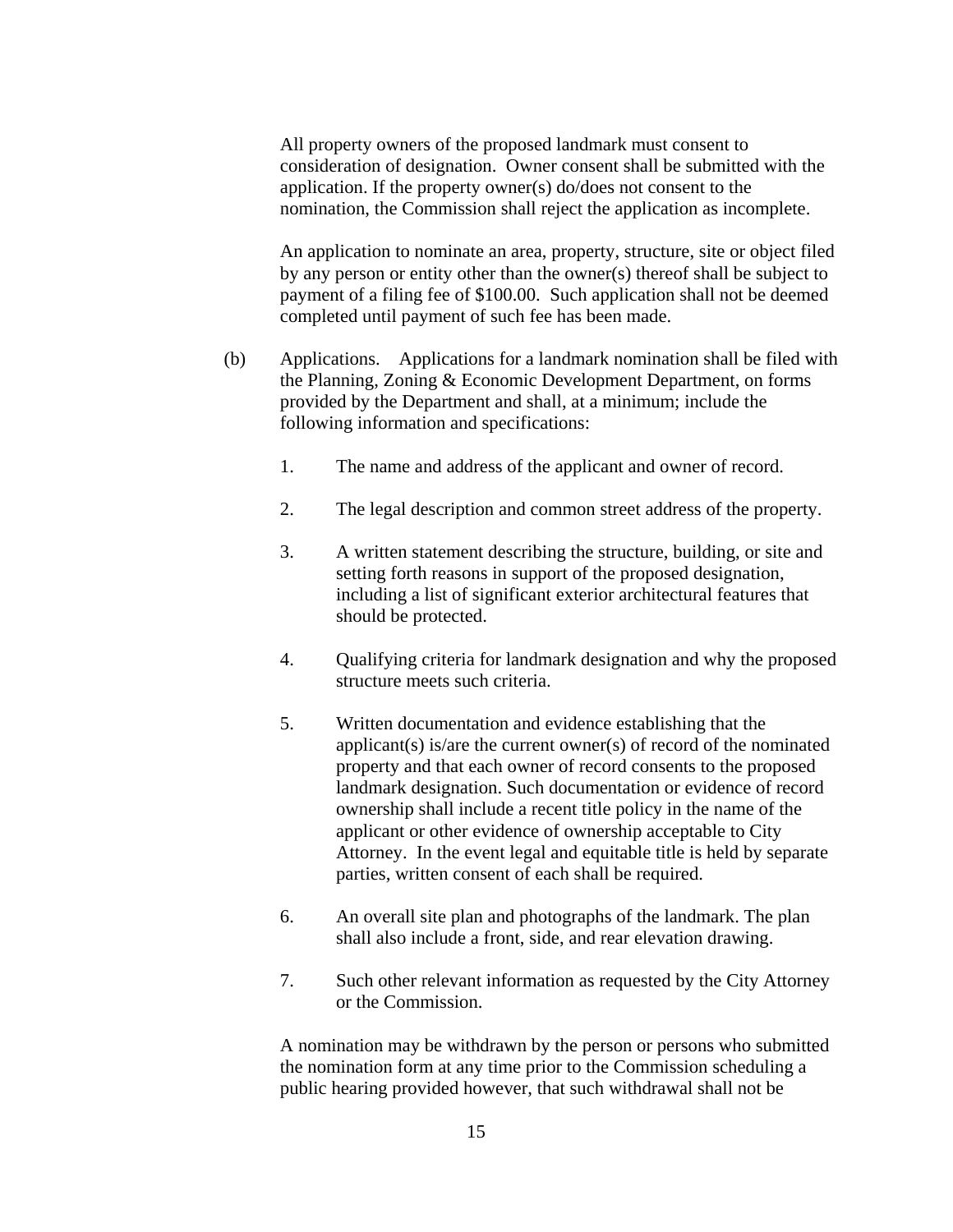All property owners of the proposed landmark must consent to consideration of designation. Owner consent shall be submitted with the application. If the property owner(s) do/does not consent to the nomination, the Commission shall reject the application as incomplete.

An application to nominate an area, property, structure, site or object filed by any person or entity other than the owner(s) thereof shall be subject to payment of a filing fee of $100.00. Such application shall not be deemed completed until payment of such fee has been made.

(b) Applications. Applications for a landmark nomination shall be filed with the Planning, Zoning & Economic Development Department, on forms provided by the Department and shall, at a minimum; include the following information and specifications:

1. The name and address of the applicant and owner of record.

2. The legal description and common street address of the property.

3. A written statement describing the structure, building, or site and setting forth reasons in support of the proposed designation, including a list of significant exterior architectural features that should be protected.

4. Qualifying criteria for landmark designation and why the proposed structure meets such criteria.

5. Written documentation and evidence establishing that the applicant(s) is/are the current owner(s) of record of the nominated property and that each owner of record consents to the proposed landmark designation. Such documentation or evidence of record ownership shall include a recent title policy in the name of the applicant or other evidence of ownership acceptable to City Attorney. In the event legal and equitable title is held by separate parties, written consent of each shall be required.

6. An overall site plan and photographs of the landmark. The plan shall also include a front, side, and rear elevation drawing.

7. Such other relevant information as requested by the City Attorney or the Commission.

A nomination may be withdrawn by the person or persons who submitted the nomination form at any time prior to the Commission scheduling a public hearing provided however, that such withdrawal shall not be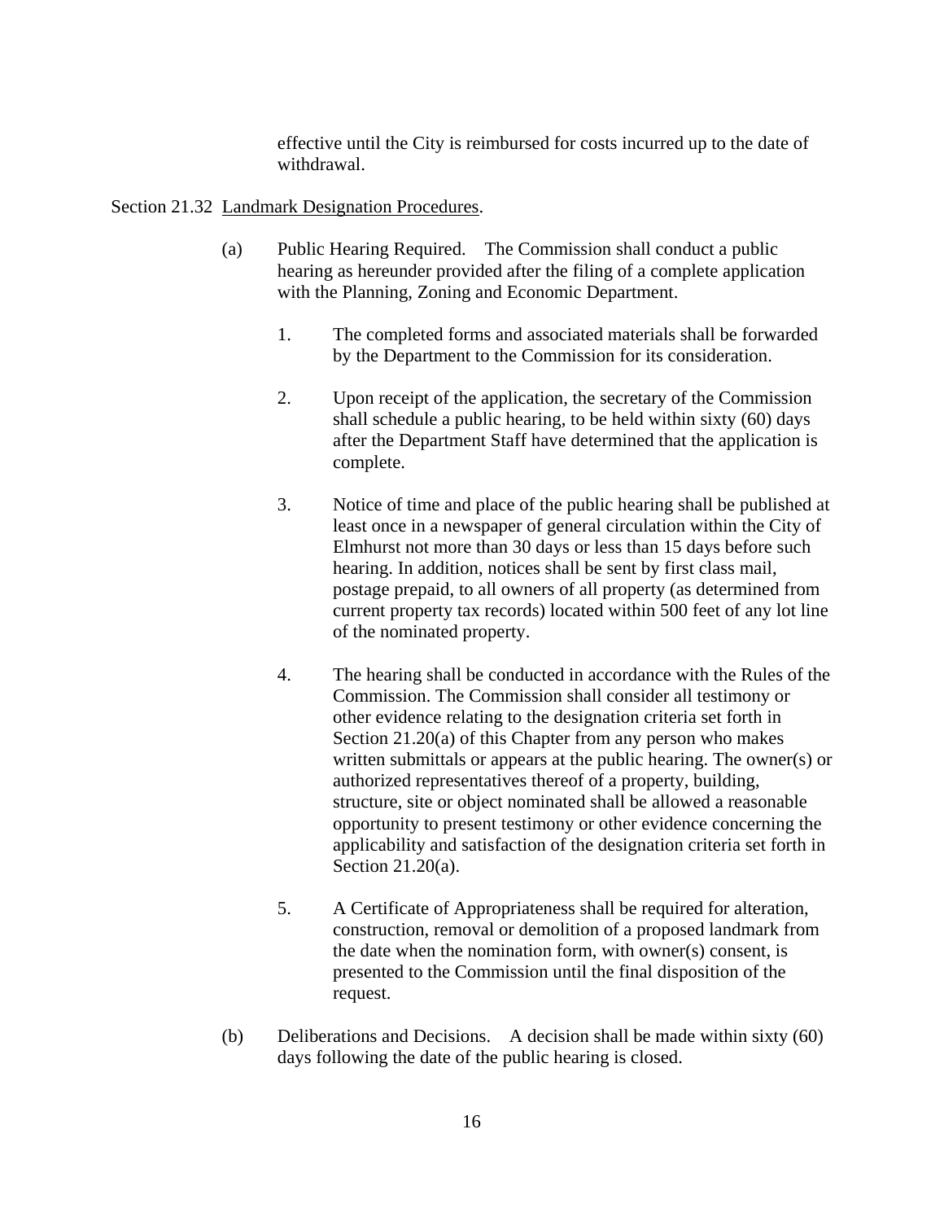effective until the City is reimbursed for costs incurred up to the date of withdrawal.

Section 21.32 Landmark Designation Procedures.

(a) Public Hearing Required. The Commission shall conduct a public hearing as hereunder provided after the filing of a complete application with the Planning, Zoning and Economic Department.

1. The completed forms and associated materials shall be forwarded by the Department to the Commission for its consideration.

2. Upon receipt of the application, the secretary of the Commission shall schedule a public hearing, to be held within sixty (60) days after the Department Staff have determined that the application is complete.

3. Notice of time and place of the public hearing shall be published at least once in a newspaper of general circulation within the City of Elmhurst not more than 30 days or less than 15 days before such hearing. In addition, notices shall be sent by first class mail, postage prepaid, to all owners of all property (as determined from current property tax records) located within 500 feet of any lot line of the nominated property.

4. The hearing shall be conducted in accordance with the Rules of the Commission. The Commission shall consider all testimony or other evidence relating to the designation criteria set forth in Section 21.20(a) of this Chapter from any person who makes written submittals or appears at the public hearing. The owner(s) or authorized representatives thereof of a property, building, structure, site or object nominated shall be allowed a reasonable opportunity to present testimony or other evidence concerning the applicability and satisfaction of the designation criteria set forth in Section 21.20(a).

5. A Certificate of Appropriateness shall be required for alteration, construction, removal or demolition of a proposed landmark from the date when the nomination form, with owner(s) consent, is presented to the Commission until the final disposition of the request.

(b) Deliberations and Decisions. A decision shall be made within sixty (60) days following the date of the public hearing is closed.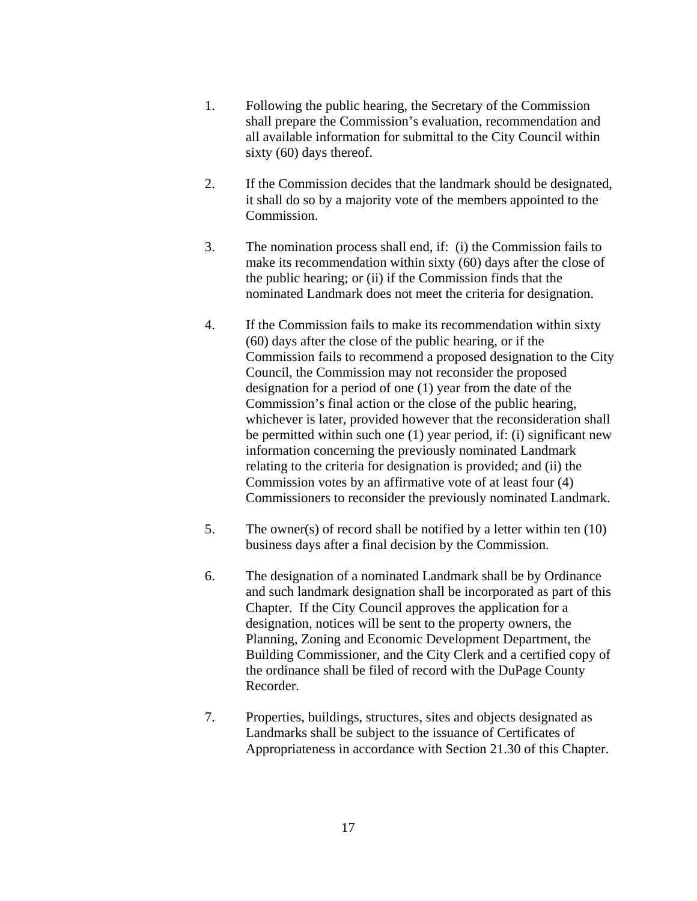1. Following the public hearing, the Secretary of the Commission shall prepare the Commission's evaluation, recommendation and all available information for submittal to the City Council within sixty (60) days thereof.

2. If the Commission decides that the landmark should be designated, it shall do so by a majority vote of the members appointed to the Commission.

3. The nomination process shall end, if: (i) the Commission fails to make its recommendation within sixty (60) days after the close of the public hearing; or (ii) if the Commission finds that the nominated Landmark does not meet the criteria for designation.

4. If the Commission fails to make its recommendation within sixty (60) days after the close of the public hearing, or if the Commission fails to recommend a proposed designation to the City Council, the Commission may not reconsider the proposed designation for a period of one (1) year from the date of the Commission's final action or the close of the public hearing, whichever is later, provided however that the reconsideration shall be permitted within such one (1) year period, if: (i) significant new information concerning the previously nominated Landmark relating to the criteria for designation is provided; and (ii) the Commission votes by an affirmative vote of at least four (4) Commissioners to reconsider the previously nominated Landmark.

5. The owner(s) of record shall be notified by a letter within ten (10) business days after a final decision by the Commission.

6. The designation of a nominated Landmark shall be by Ordinance and such landmark designation shall be incorporated as part of this Chapter. If the City Council approves the application for a designation, notices will be sent to the property owners, the Planning, Zoning and Economic Development Department, the Building Commissioner, and the City Clerk and a certified copy of the ordinance shall be filed of record with the DuPage County Recorder.

7. Properties, buildings, structures, sites and objects designated as Landmarks shall be subject to the issuance of Certificates of Appropriateness in accordance with Section 21.30 of this Chapter.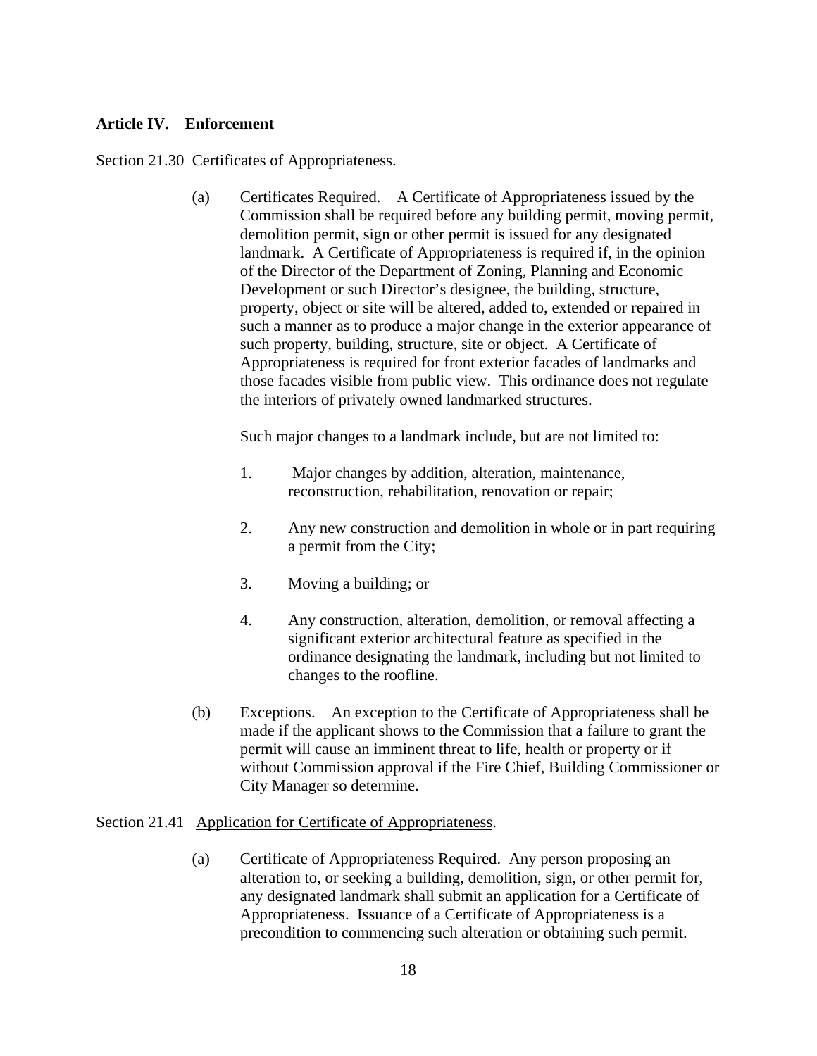## Article IV. Enforcement

Section 21.30 Certificates of Appropriateness.

(a) Certificates Required. A Certificate of Appropriateness issued by the Commission shall be required before any building permit, moving permit, demolition permit, sign or other permit is issued for any designated landmark. A Certificate of Appropriateness is required if, in the opinion of the Director of the Department of Zoning, Planning and Economic Development or such Director's designee, the building, structure, property, object or site will be altered, added to, extended or repaired in such a manner as to produce a major change in the exterior appearance of such property, building, structure, site or object. A Certificate of Appropriateness is required for front exterior facades of landmarks and those facades visible from public view. This ordinance does not regulate the interiors of privately owned landmarked structures.

Such major changes to a landmark include, but are not limited to:

1. Major changes by addition, alteration, maintenance, reconstruction, rehabilitation, renovation or repair;

2. Any new construction and demolition in whole or in part requiring a permit from the City;

3. Moving a building; or

4. Any construction, alteration, demolition, or removal affecting a significant exterior architectural feature as specified in the ordinance designating the landmark, including but not limited to changes to the roofline.

(b) Exceptions. An exception to the Certificate of Appropriateness shall be made if the applicant shows to the Commission that a failure to grant the permit will cause an imminent threat to life, health or property or if without Commission approval if the Fire Chief, Building Commissioner or City Manager so determine.

Section 21.41 Application for Certificate of Appropriateness.

(a) Certificate of Appropriateness Required. Any person proposing an alteration to, or seeking a building, demolition, sign, or other permit for, any designated landmark shall submit an application for a Certificate of Appropriateness. Issuance of a Certificate of Appropriateness is a precondition to commencing such alteration or obtaining such permit.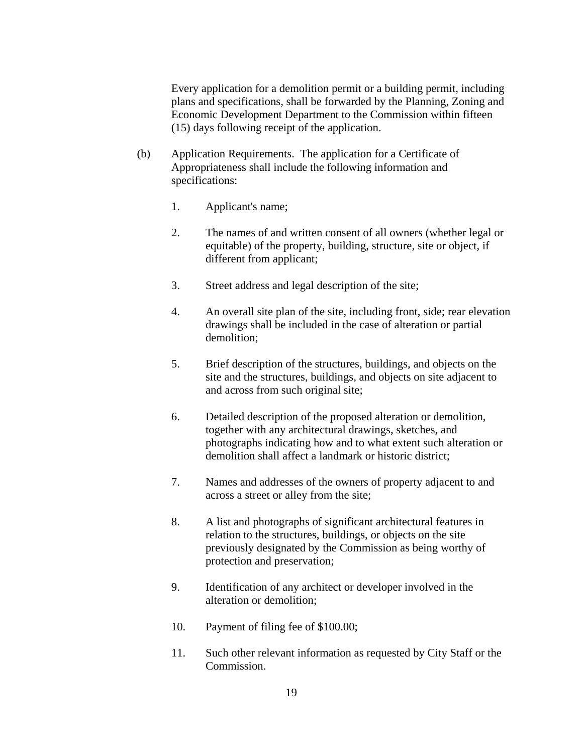Every application for a demolition permit or a building permit, including plans and specifications, shall be forwarded by the Planning, Zoning and Economic Development Department to the Commission within fifteen (15) days following receipt of the application.

(b) Application Requirements. The application for a Certificate of Appropriateness shall include the following information and specifications:

1. Applicant's name;

2. The names of and written consent of all owners (whether legal or equitable) of the property, building, structure, site or object, if different from applicant;

3. Street address and legal description of the site;

4. An overall site plan of the site, including front, side; rear elevation drawings shall be included in the case of alteration or partial demolition;

5. Brief description of the structures, buildings, and objects on the site and the structures, buildings, and objects on site adjacent to and across from such original site;

6. Detailed description of the proposed alteration or demolition, together with any architectural drawings, sketches, and photographs indicating how and to what extent such alteration or demolition shall affect a landmark or historic district;

7. Names and addresses of the owners of property adjacent to and across a street or alley from the site;

8. A list and photographs of significant architectural features in relation to the structures, buildings, or objects on the site previously designated by the Commission as being worthy of protection and preservation;

9. Identification of any architect or developer involved in the alteration or demolition;

10. Payment of filing fee of $100.00;

11. Such other relevant information as requested by City Staff or the Commission.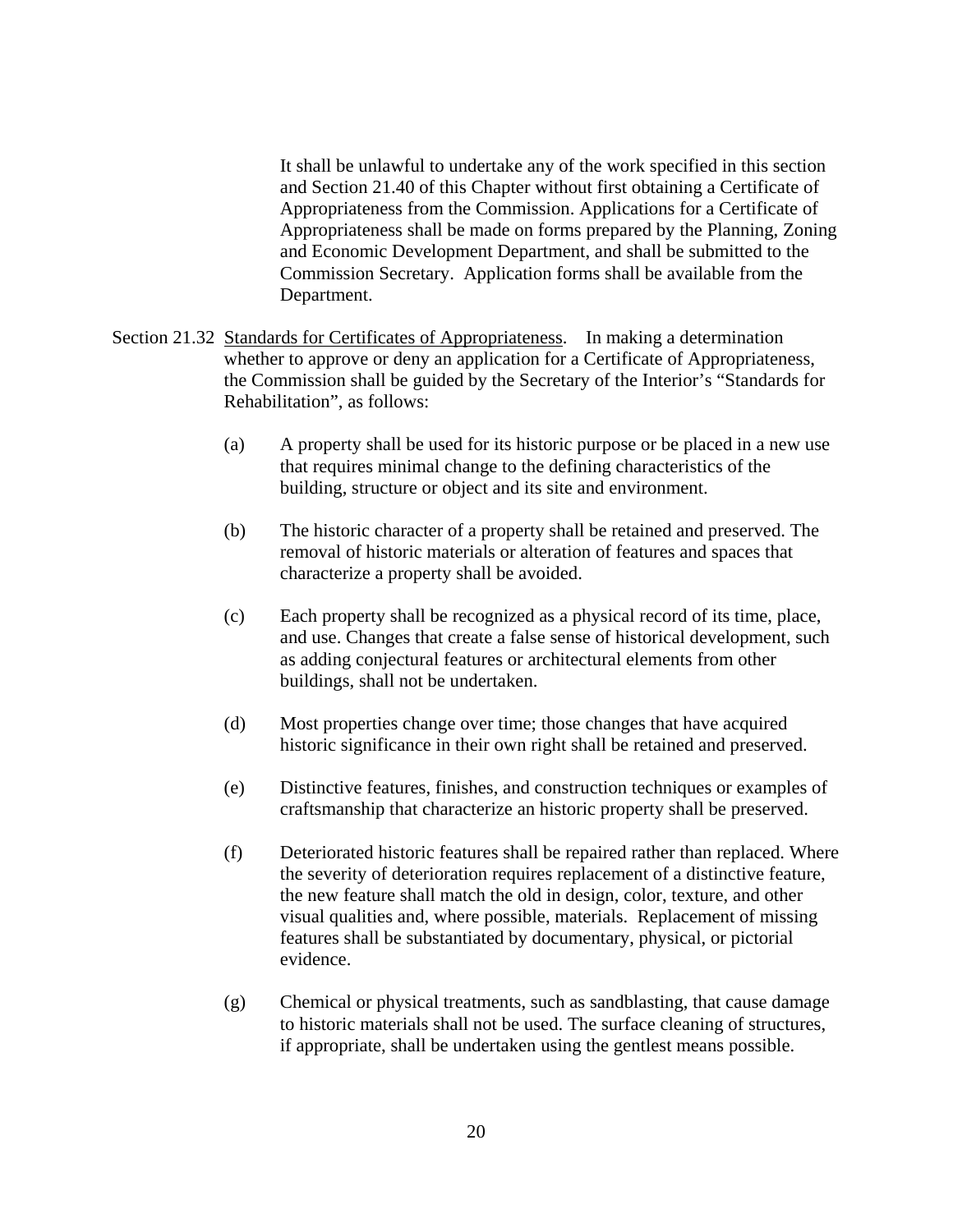It shall be unlawful to undertake any of the work specified in this section and Section 21.40 of this Chapter without first obtaining a Certificate of Appropriateness from the Commission. Applications for a Certificate of Appropriateness shall be made on forms prepared by the Planning, Zoning and Economic Development Department, and shall be submitted to the Commission Secretary. Application forms shall be available from the Department.

Section 21.32 Standards for Certificates of Appropriateness. In making a determination whether to approve or deny an application for a Certificate of Appropriateness, the Commission shall be guided by the Secretary of the Interior's "Standards for Rehabilitation", as follows:

(a) A property shall be used for its historic purpose or be placed in a new use that requires minimal change to the defining characteristics of the building, structure or object and its site and environment.

(b) The historic character of a property shall be retained and preserved. The removal of historic materials or alteration of features and spaces that characterize a property shall be avoided.

(c) Each property shall be recognized as a physical record of its time, place, and use. Changes that create a false sense of historical development, such as adding conjectural features or architectural elements from other buildings, shall not be undertaken.

(d) Most properties change over time; those changes that have acquired historic significance in their own right shall be retained and preserved.

(e) Distinctive features, finishes, and construction techniques or examples of craftsmanship that characterize an historic property shall be preserved.

(f) Deteriorated historic features shall be repaired rather than replaced. Where the severity of deterioration requires replacement of a distinctive feature, the new feature shall match the old in design, color, texture, and other visual qualities and, where possible, materials. Replacement of missing features shall be substantiated by documentary, physical, or pictorial evidence.

(g) Chemical or physical treatments, such as sandblasting, that cause damage to historic materials shall not be used. The surface cleaning of structures, if appropriate, shall be undertaken using the gentlest means possible.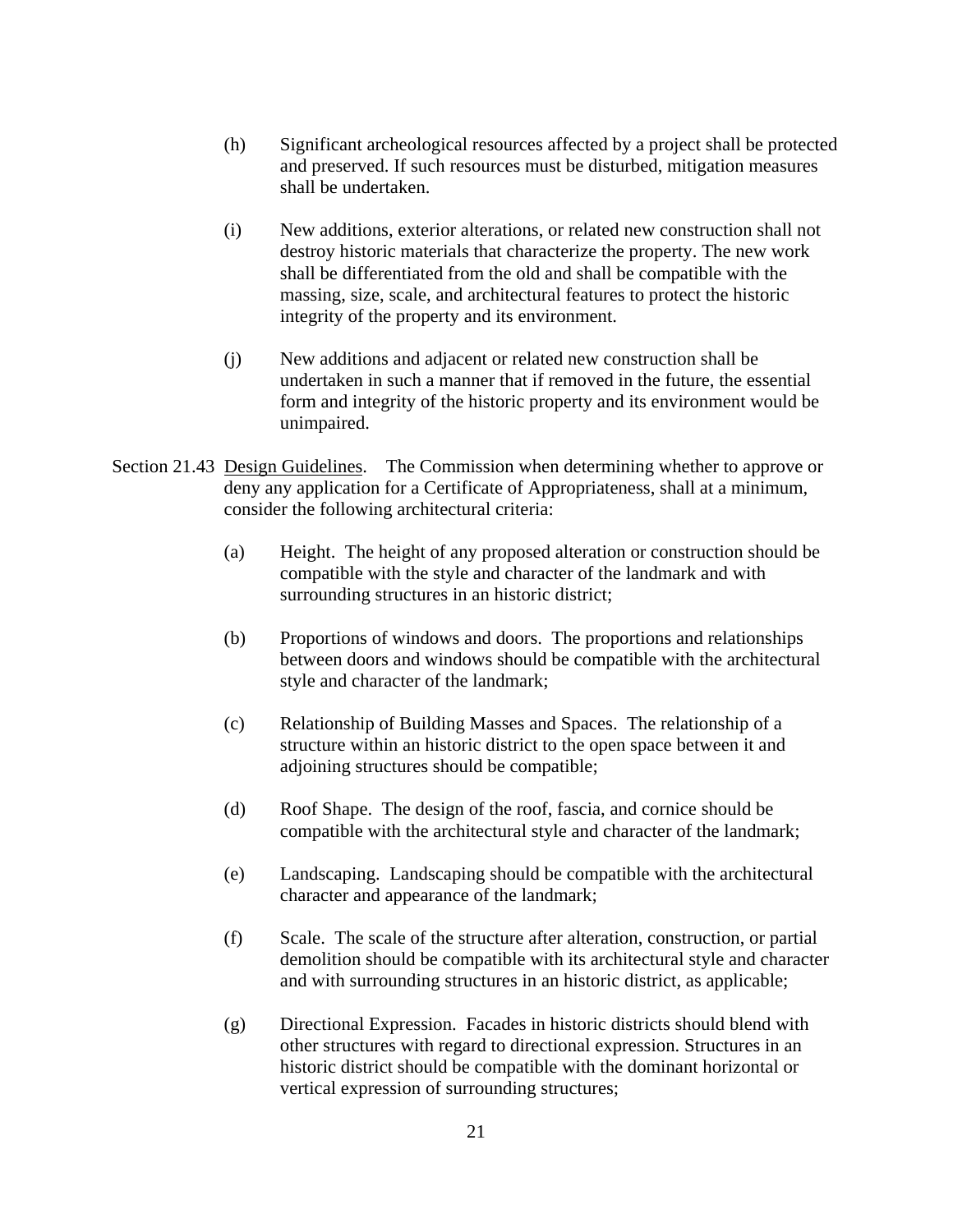(h) Significant archeological resources affected by a project shall be protected and preserved. If such resources must be disturbed, mitigation measures shall be undertaken.

(i) New additions, exterior alterations, or related new construction shall not destroy historic materials that characterize the property. The new work shall be differentiated from the old and shall be compatible with the massing, size, scale, and architectural features to protect the historic integrity of the property and its environment.

(j) New additions and adjacent or related new construction shall be undertaken in such a manner that if removed in the future, the essential form and integrity of the historic property and its environment would be unimpaired.

Section 21.43 Design Guidelines. The Commission when determining whether to approve or deny any application for a Certificate of Appropriateness, shall at a minimum, consider the following architectural criteria:

(a) Height. The height of any proposed alteration or construction should be compatible with the style and character of the landmark and with surrounding structures in an historic district;

(b) Proportions of windows and doors. The proportions and relationships between doors and windows should be compatible with the architectural style and character of the landmark;

(c) Relationship of Building Masses and Spaces. The relationship of a structure within an historic district to the open space between it and adjoining structures should be compatible;

(d) Roof Shape. The design of the roof, fascia, and cornice should be compatible with the architectural style and character of the landmark;

(e) Landscaping. Landscaping should be compatible with the architectural character and appearance of the landmark;

(f) Scale. The scale of the structure after alteration, construction, or partial demolition should be compatible with its architectural style and character and with surrounding structures in an historic district, as applicable;

(g) Directional Expression. Facades in historic districts should blend with other structures with regard to directional expression. Structures in an historic district should be compatible with the dominant horizontal or vertical expression of surrounding structures;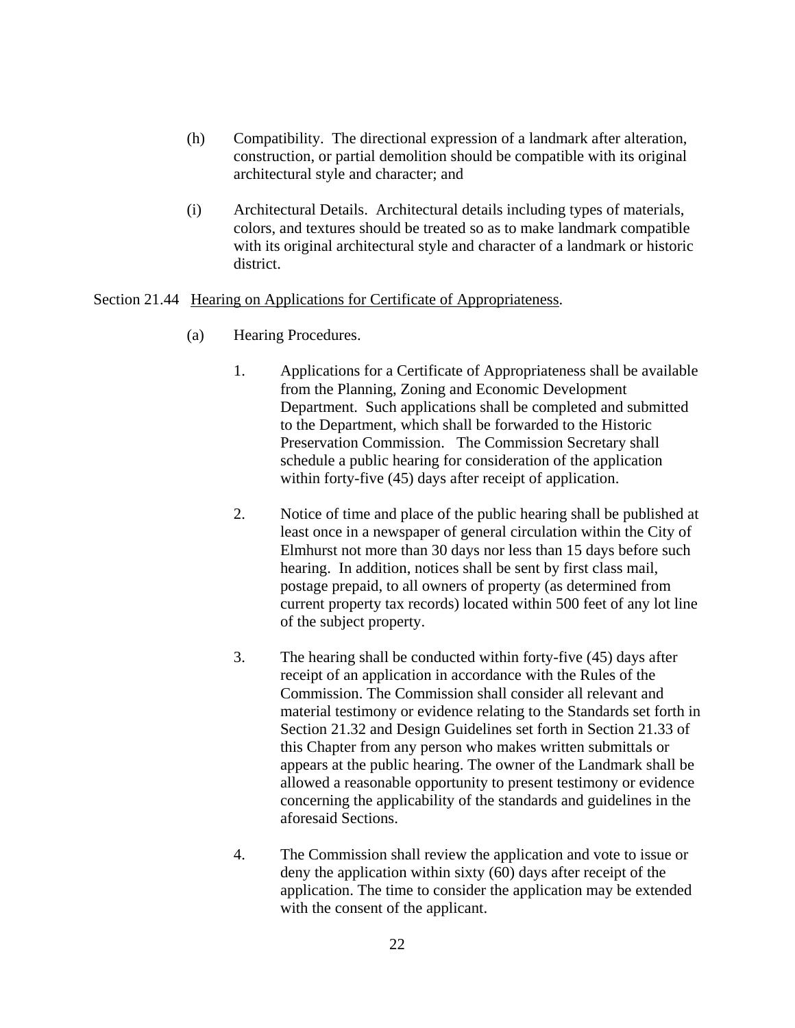(h) Compatibility. The directional expression of a landmark after alteration, construction, or partial demolition should be compatible with its original architectural style and character; and

(i) Architectural Details. Architectural details including types of materials, colors, and textures should be treated so as to make landmark compatible with its original architectural style and character of a landmark or historic district.

Section 21.44 Hearing on Applications for Certificate of Appropriateness.

(a) Hearing Procedures.

1. Applications for a Certificate of Appropriateness shall be available from the Planning, Zoning and Economic Development Department. Such applications shall be completed and submitted to the Department, which shall be forwarded to the Historic Preservation Commission. The Commission Secretary shall schedule a public hearing for consideration of the application within forty-five (45) days after receipt of application.

2. Notice of time and place of the public hearing shall be published at least once in a newspaper of general circulation within the City of Elmhurst not more than 30 days nor less than 15 days before such hearing. In addition, notices shall be sent by first class mail, postage prepaid, to all owners of property (as determined from current property tax records) located within 500 feet of any lot line of the subject property.

3. The hearing shall be conducted within forty-five (45) days after receipt of an application in accordance with the Rules of the Commission. The Commission shall consider all relevant and material testimony or evidence relating to the Standards set forth in Section 21.32 and Design Guidelines set forth in Section 21.33 of this Chapter from any person who makes written submittals or appears at the public hearing. The owner of the Landmark shall be allowed a reasonable opportunity to present testimony or evidence concerning the applicability of the standards and guidelines in the aforesaid Sections.

4. The Commission shall review the application and vote to issue or deny the application within sixty (60) days after receipt of the application. The time to consider the application may be extended with the consent of the applicant.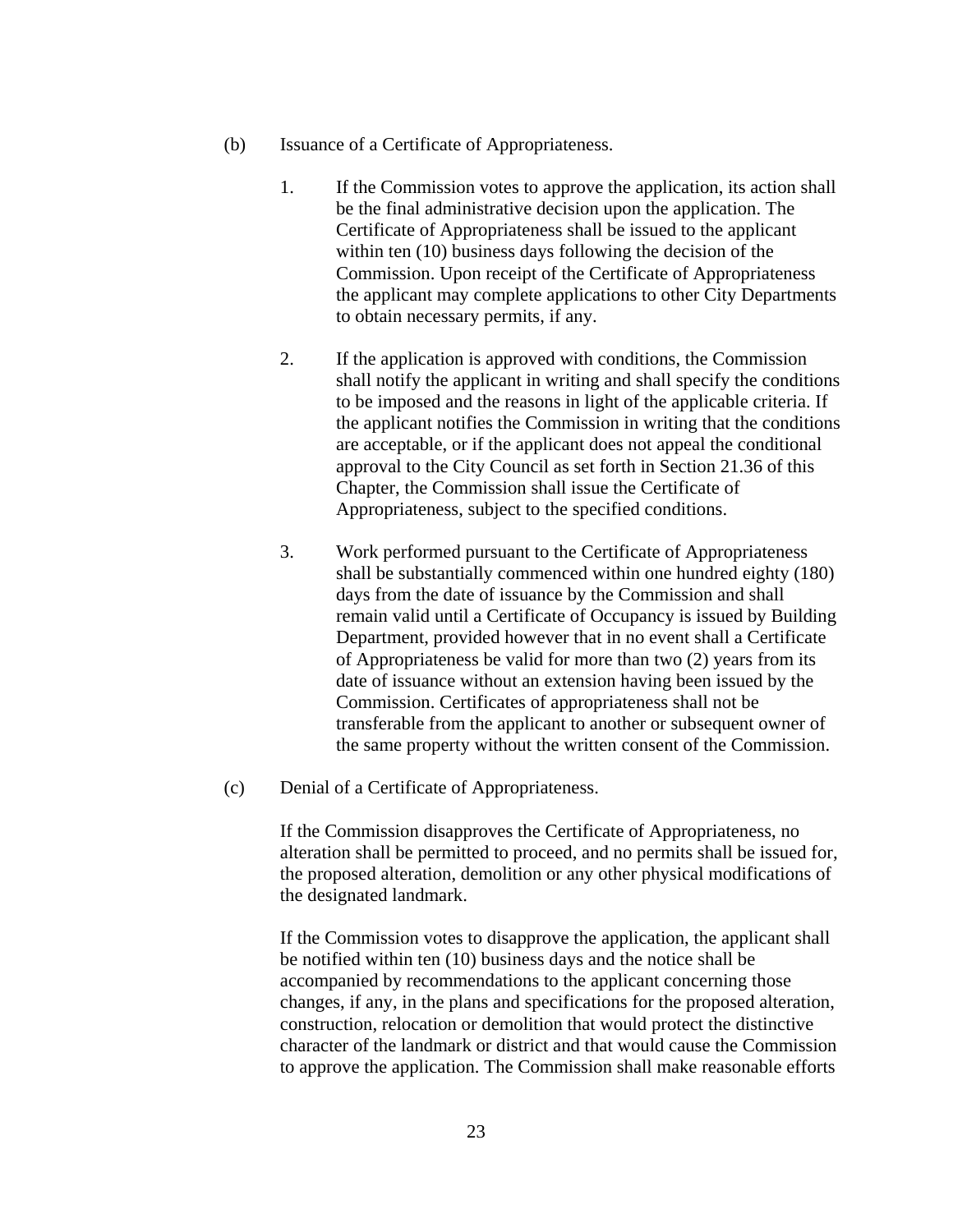(b) Issuance of a Certificate of Appropriateness.

1. If the Commission votes to approve the application, its action shall be the final administrative decision upon the application. The Certificate of Appropriateness shall be issued to the applicant within ten (10) business days following the decision of the Commission. Upon receipt of the Certificate of Appropriateness the applicant may complete applications to other City Departments to obtain necessary permits, if any.

2. If the application is approved with conditions, the Commission shall notify the applicant in writing and shall specify the conditions to be imposed and the reasons in light of the applicable criteria. If the applicant notifies the Commission in writing that the conditions are acceptable, or if the applicant does not appeal the conditional approval to the City Council as set forth in Section 21.36 of this Chapter, the Commission shall issue the Certificate of Appropriateness, subject to the specified conditions.

3. Work performed pursuant to the Certificate of Appropriateness shall be substantially commenced within one hundred eighty (180) days from the date of issuance by the Commission and shall remain valid until a Certificate of Occupancy is issued by Building Department, provided however that in no event shall a Certificate of Appropriateness be valid for more than two (2) years from its date of issuance without an extension having been issued by the Commission. Certificates of appropriateness shall not be transferable from the applicant to another or subsequent owner of the same property without the written consent of the Commission.

(c) Denial of a Certificate of Appropriateness.

If the Commission disapproves the Certificate of Appropriateness, no alteration shall be permitted to proceed, and no permits shall be issued for, the proposed alteration, demolition or any other physical modifications of the designated landmark.

If the Commission votes to disapprove the application, the applicant shall be notified within ten (10) business days and the notice shall be accompanied by recommendations to the applicant concerning those changes, if any, in the plans and specifications for the proposed alteration, construction, relocation or demolition that would protect the distinctive character of the landmark or district and that would cause the Commission to approve the application. The Commission shall make reasonable efforts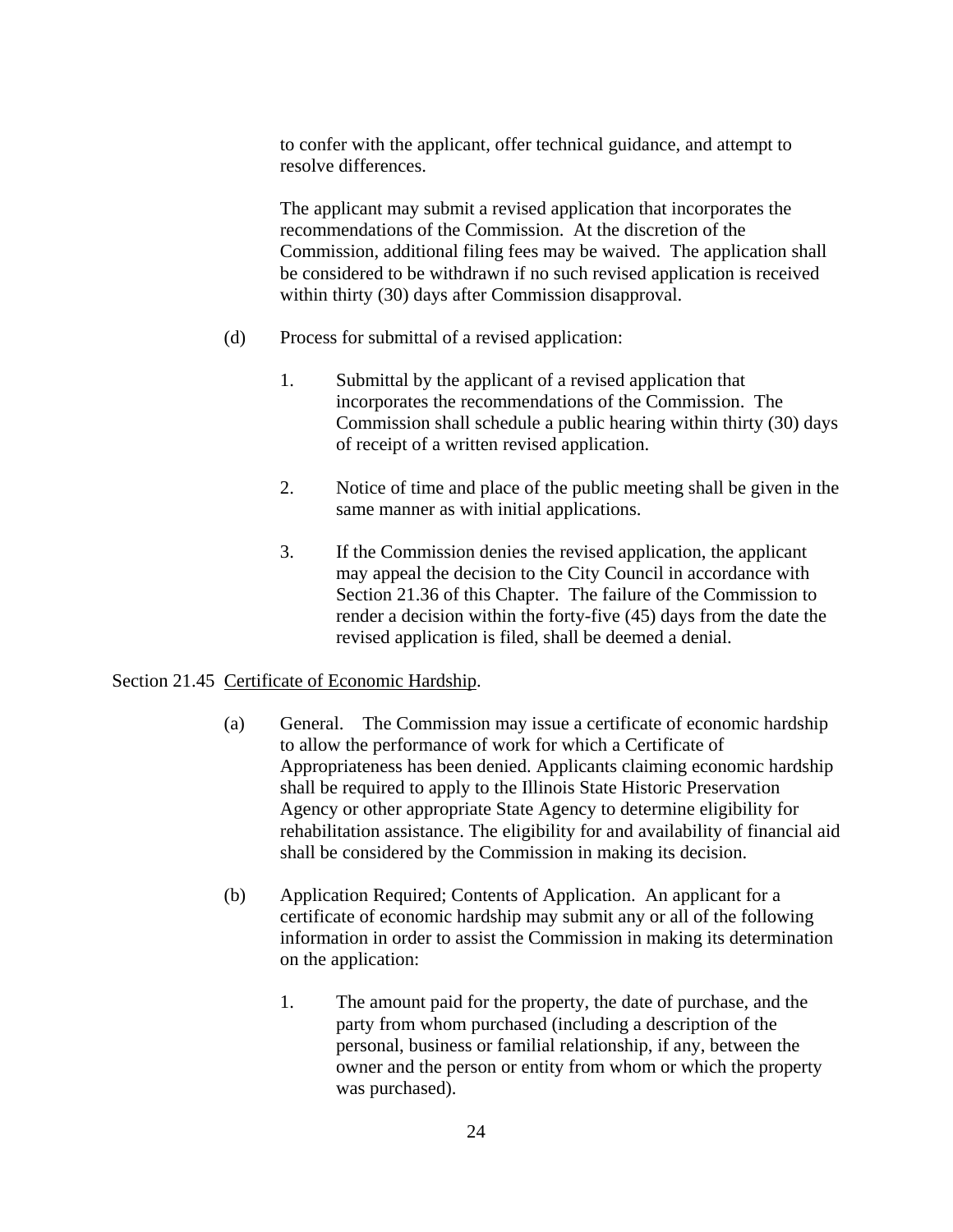to confer with the applicant, offer technical guidance, and attempt to resolve differences.

The applicant may submit a revised application that incorporates the recommendations of the Commission. At the discretion of the Commission, additional filing fees may be waived. The application shall be considered to be withdrawn if no such revised application is received within thirty (30) days after Commission disapproval.

(d) Process for submittal of a revised application:

1. Submittal by the applicant of a revised application that incorporates the recommendations of the Commission. The Commission shall schedule a public hearing within thirty (30) days of receipt of a written revised application.

2. Notice of time and place of the public meeting shall be given in the same manner as with initial applications.

3. If the Commission denies the revised application, the applicant may appeal the decision to the City Council in accordance with Section 21.36 of this Chapter. The failure of the Commission to render a decision within the forty-five (45) days from the date the revised application is filed, shall be deemed a denial.

Section 21.45 Certificate of Economic Hardship.

(a) General. The Commission may issue a certificate of economic hardship to allow the performance of work for which a Certificate of Appropriateness has been denied. Applicants claiming economic hardship shall be required to apply to the Illinois State Historic Preservation Agency or other appropriate State Agency to determine eligibility for rehabilitation assistance. The eligibility for and availability of financial aid shall be considered by the Commission in making its decision.

(b) Application Required; Contents of Application. An applicant for a certificate of economic hardship may submit any or all of the following information in order to assist the Commission in making its determination on the application:

1. The amount paid for the property, the date of purchase, and the party from whom purchased (including a description of the personal, business or familial relationship, if any, between the owner and the person or entity from whom or which the property was purchased).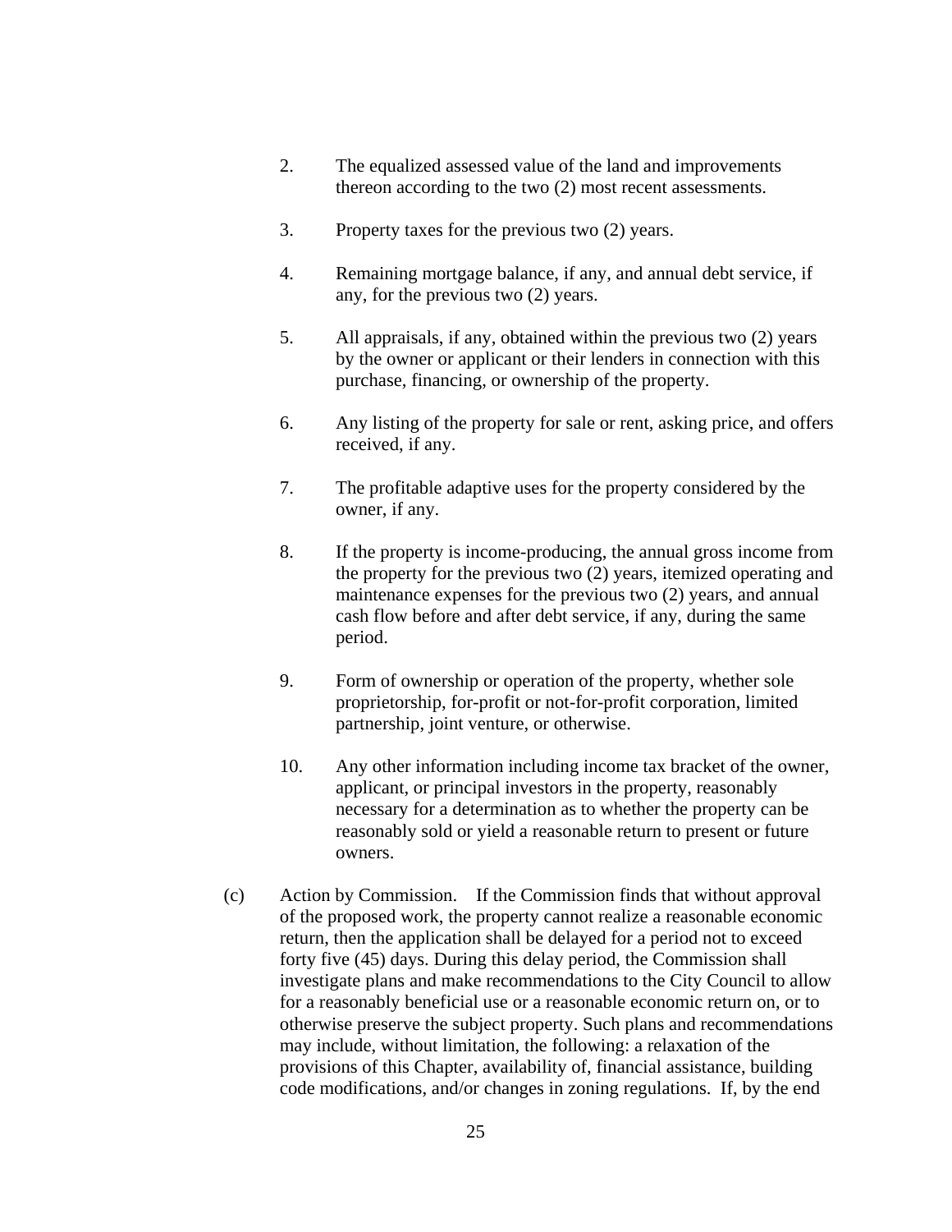2. The equalized assessed value of the land and improvements thereon according to the two (2) most recent assessments.

3. Property taxes for the previous two (2) years.

4. Remaining mortgage balance, if any, and annual debt service, if any, for the previous two (2) years.

5. All appraisals, if any, obtained within the previous two (2) years by the owner or applicant or their lenders in connection with this purchase, financing, or ownership of the property.

6. Any listing of the property for sale or rent, asking price, and offers received, if any.

7. The profitable adaptive uses for the property considered by the owner, if any.

8. If the property is income-producing, the annual gross income from the property for the previous two (2) years, itemized operating and maintenance expenses for the previous two (2) years, and annual cash flow before and after debt service, if any, during the same period.

9. Form of ownership or operation of the property, whether sole proprietorship, for-profit or not-for-profit corporation, limited partnership, joint venture, or otherwise.

10. Any other information including income tax bracket of the owner, applicant, or principal investors in the property, reasonably necessary for a determination as to whether the property can be reasonably sold or yield a reasonable return to present or future owners.

(c) Action by Commission. If the Commission finds that without approval of the proposed work, the property cannot realize a reasonable economic return, then the application shall be delayed for a period not to exceed forty five (45) days. During this delay period, the Commission shall investigate plans and make recommendations to the City Council to allow for a reasonably beneficial use or a reasonable economic return on, or to otherwise preserve the subject property. Such plans and recommendations may include, without limitation, the following: a relaxation of the provisions of this Chapter, availability of, financial assistance, building code modifications, and/or changes in zoning regulations. If, by the end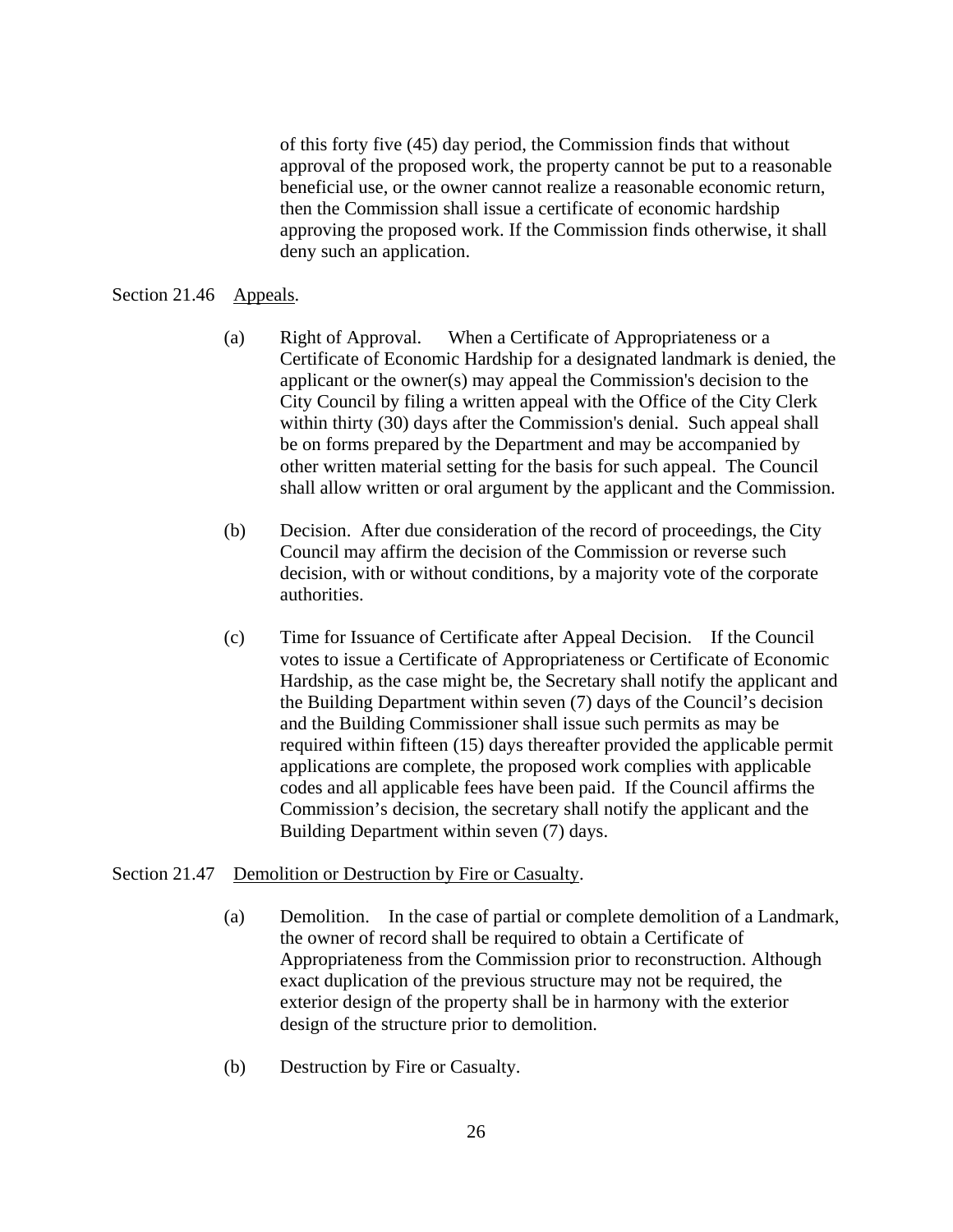of this forty five (45) day period, the Commission finds that without approval of the proposed work, the property cannot be put to a reasonable beneficial use, or the owner cannot realize a reasonable economic return, then the Commission shall issue a certificate of economic hardship approving the proposed work. If the Commission finds otherwise, it shall deny such an application.

Section 21.46 Appeals.

(a) Right of Approval. When a Certificate of Appropriateness or a Certificate of Economic Hardship for a designated landmark is denied, the applicant or the owner(s) may appeal the Commission's decision to the City Council by filing a written appeal with the Office of the City Clerk within thirty (30) days after the Commission's denial. Such appeal shall be on forms prepared by the Department and may be accompanied by other written material setting for the basis for such appeal. The Council shall allow written or oral argument by the applicant and the Commission.

(b) Decision. After due consideration of the record of proceedings, the City Council may affirm the decision of the Commission or reverse such decision, with or without conditions, by a majority vote of the corporate authorities.

(c) Time for Issuance of Certificate after Appeal Decision. If the Council votes to issue a Certificate of Appropriateness or Certificate of Economic Hardship, as the case might be, the Secretary shall notify the applicant and the Building Department within seven (7) days of the Council's decision and the Building Commissioner shall issue such permits as may be required within fifteen (15) days thereafter provided the applicable permit applications are complete, the proposed work complies with applicable codes and all applicable fees have been paid. If the Council affirms the Commission's decision, the secretary shall notify the applicant and the Building Department within seven (7) days.

Section 21.47 Demolition or Destruction by Fire or Casualty.

(a) Demolition. In the case of partial or complete demolition of a Landmark, the owner of record shall be required to obtain a Certificate of Appropriateness from the Commission prior to reconstruction. Although exact duplication of the previous structure may not be required, the exterior design of the property shall be in harmony with the exterior design of the structure prior to demolition.

(b) Destruction by Fire or Casualty.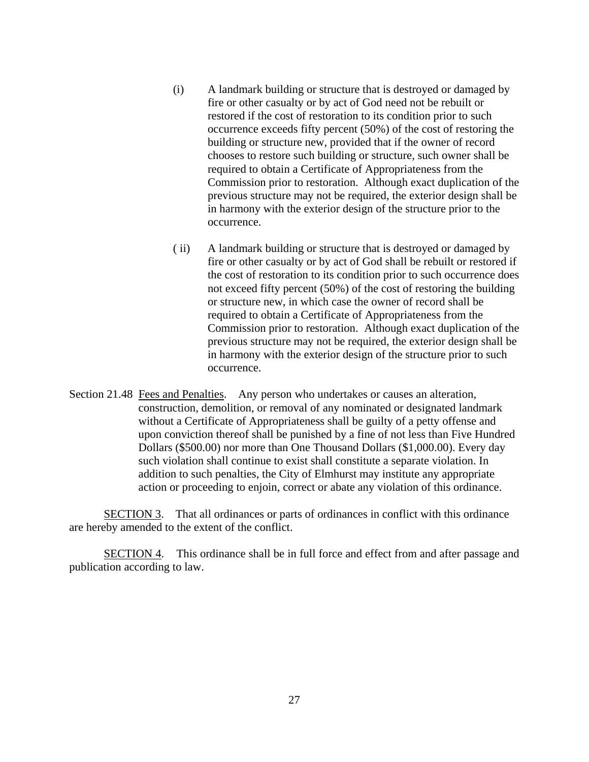(i) A landmark building or structure that is destroyed or damaged by fire or other casualty or by act of God need not be rebuilt or restored if the cost of restoration to its condition prior to such occurrence exceeds fifty percent (50%) of the cost of restoring the building or structure new, provided that if the owner of record chooses to restore such building or structure, such owner shall be required to obtain a Certificate of Appropriateness from the Commission prior to restoration. Although exact duplication of the previous structure may not be required, the exterior design shall be in harmony with the exterior design of the structure prior to the occurrence.

( ii) A landmark building or structure that is destroyed or damaged by fire or other casualty or by act of God shall be rebuilt or restored if the cost of restoration to its condition prior to such occurrence does not exceed fifty percent (50%) of the cost of restoring the building or structure new, in which case the owner of record shall be required to obtain a Certificate of Appropriateness from the Commission prior to restoration. Although exact duplication of the previous structure may not be required, the exterior design shall be in harmony with the exterior design of the structure prior to such occurrence.

Section 21.48 Fees and Penalties. Any person who undertakes or causes an alteration, construction, demolition, or removal of any nominated or designated landmark without a Certificate of Appropriateness shall be guilty of a petty offense and upon conviction thereof shall be punished by a fine of not less than Five Hundred Dollars ($500.00) nor more than One Thousand Dollars ($1,000.00). Every day such violation shall continue to exist shall constitute a separate violation. In addition to such penalties, the City of Elmhurst may institute any appropriate action or proceeding to enjoin, correct or abate any violation of this ordinance.

SECTION 3. That all ordinances or parts of ordinances in conflict with this ordinance are hereby amended to the extent of the conflict.

SECTION 4. This ordinance shall be in full force and effect from and after passage and publication according to law.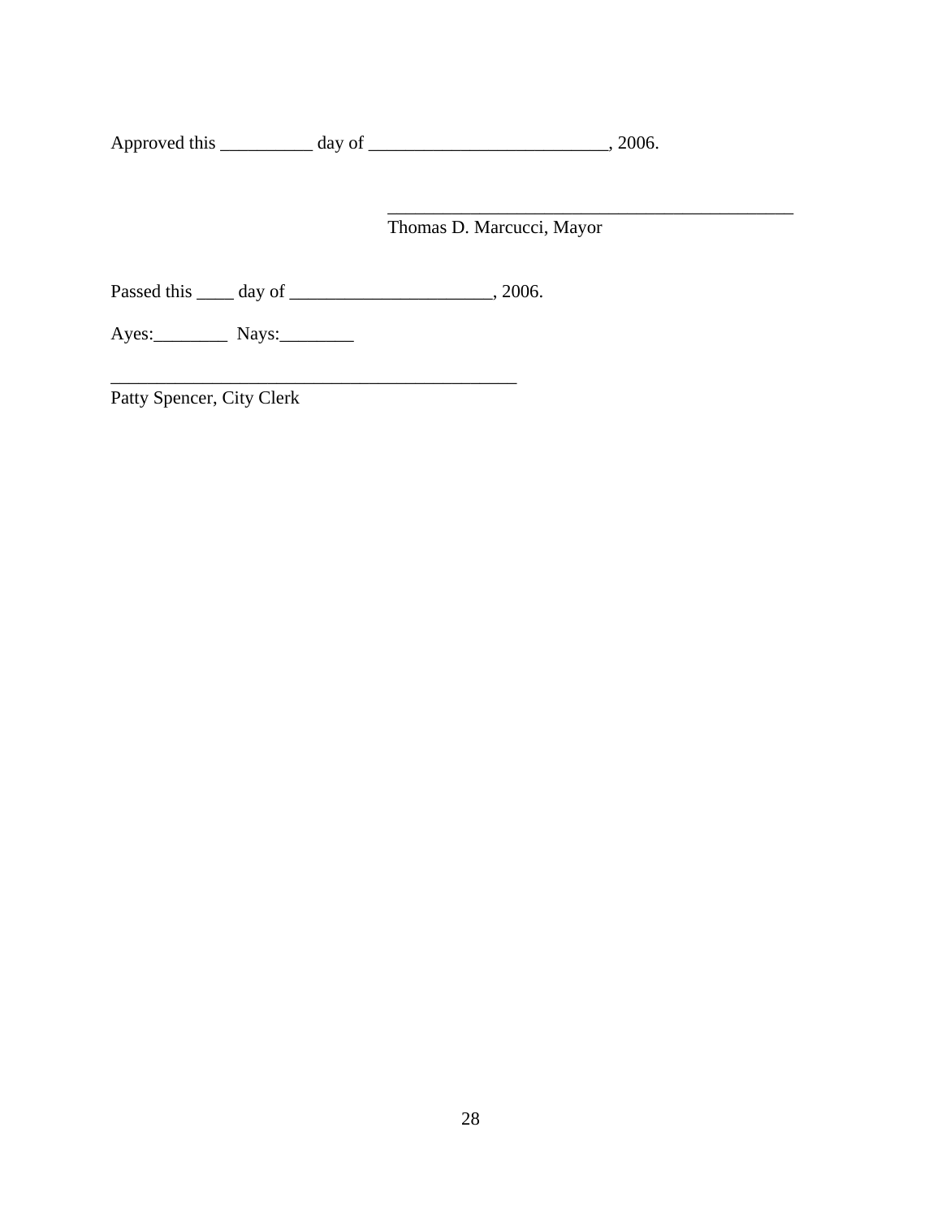Approved this __________ day of __________________________, 2006.

_____________________________________________
Thomas D. Marcucci, Mayor

Passed this ____ day of ______________________, 2006.

Ayes:________ Nays:________

_____________________________________________
Patty Spencer, City Clerk